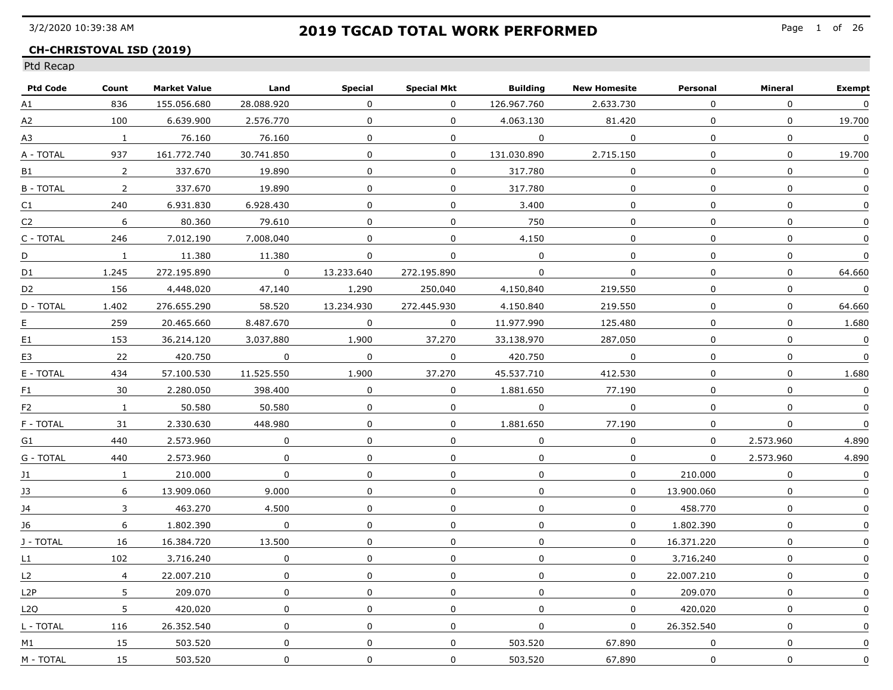# 2019 TGCAD TOTAL WORK PERFORMED

3/2/2020 10:39:38 AM

**CH-CHRISTOVAL ISD (2019)**

Ptd Recap

| Ptd Code | Count | Market Value | Land | Special | Special Mkt | Building | New Homesite | Personal | Mineral | Exempt |
|---|---|---|---|---|---|---|---|---|---|---|
| A1 | 836 | 155.056.680 | 28.088.920 | 0 | 0 | 126.967.760 | 2.633.730 | 0 | 0 | 0 |
| A2 | 100 | 6.639.900 | 2.576.770 | 0 | 0 | 4.063.130 | 81.420 | 0 | 0 | 19.700 |
| A3 | 1 | 76.160 | 76.160 | 0 | 0 | 0 | 0 | 0 | 0 | 0 |
| A - TOTAL | 937 | 161.772.740 | 30.741.850 | 0 | 0 | 131.030.890 | 2.715.150 | 0 | 0 | 19.700 |
| B1 | 2 | 337.670 | 19.890 | 0 | 0 | 317.780 | 0 | 0 | 0 | 0 |
| B - TOTAL | 2 | 337.670 | 19.890 | 0 | 0 | 317.780 | 0 | 0 | 0 | 0 |
| C1 | 240 | 6.931.830 | 6.928.430 | 0 | 0 | 3.400 | 0 | 0 | 0 | 0 |
| C2 | 6 | 80.360 | 79.610 | 0 | 0 | 750 | 0 | 0 | 0 | 0 |
| C - TOTAL | 246 | 7,012,190 | 7,008,040 | 0 | 0 | 4,150 | 0 | 0 | 0 | 0 |
| D | 1 | 11.380 | 11.380 | 0 | 0 | 0 | 0 | 0 | 0 | 0 |
| D1 | 1.245 | 272.195.890 | 0 | 13.233.640 | 272.195.890 | 0 | 0 | 0 | 0 | 64.660 |
| D2 | 156 | 4,448,020 | 47,140 | 1,290 | 250,040 | 4,150,840 | 219,550 | 0 | 0 | 0 |
| D - TOTAL | 1.402 | 276.655.290 | 58.520 | 13.234.930 | 272.445.930 | 4.150.840 | 219.550 | 0 | 0 | 64.660 |
| E | 259 | 20.465.660 | 8.487.670 | 0 | 0 | 11.977.990 | 125.480 | 0 | 0 | 1.680 |
| E1 | 153 | 36,214,120 | 3,037,880 | 1,900 | 37,270 | 33,138,970 | 287,050 | 0 | 0 | 0 |
| E3 | 22 | 420.750 | 0 | 0 | 0 | 420.750 | 0 | 0 | 0 | 0 |
| E - TOTAL | 434 | 57.100.530 | 11.525.550 | 1.900 | 37.270 | 45.537.710 | 412.530 | 0 | 0 | 1.680 |
| F1 | 30 | 2.280.050 | 398.400 | 0 | 0 | 1.881.650 | 77.190 | 0 | 0 | 0 |
| F2 | 1 | 50.580 | 50.580 | 0 | 0 | 0 | 0 | 0 | 0 | 0 |
| F - TOTAL | 31 | 2.330.630 | 448.980 | 0 | 0 | 1.881.650 | 77.190 | 0 | 0 | 0 |
| G1 | 440 | 2.573.960 | 0 | 0 | 0 | 0 | 0 | 0 | 2.573.960 | 4.890 |
| G - TOTAL | 440 | 2.573.960 | 0 | 0 | 0 | 0 | 0 | 0 | 2.573.960 | 4.890 |
| J1 | 1 | 210.000 | 0 | 0 | 0 | 0 | 0 | 210.000 | 0 | 0 |
| J3 | 6 | 13.909.060 | 9.000 | 0 | 0 | 0 | 0 | 13.900.060 | 0 | 0 |
| J4 | 3 | 463.270 | 4.500 | 0 | 0 | 0 | 0 | 458.770 | 0 | 0 |
| J6 | 6 | 1.802.390 | 0 | 0 | 0 | 0 | 0 | 1.802.390 | 0 | 0 |
| J - TOTAL | 16 | 16.384.720 | 13.500 | 0 | 0 | 0 | 0 | 16.371.220 | 0 | 0 |
| L1 | 102 | 3,716,240 | 0 | 0 | 0 | 0 | 0 | 3,716,240 | 0 | 0 |
| L2 | 4 | 22.007.210 | 0 | 0 | 0 | 0 | 0 | 22.007.210 | 0 | 0 |
| L2P | 5 | 209.070 | 0 | 0 | 0 | 0 | 0 | 209.070 | 0 | 0 |
| L2Q | 5 | 420,020 | 0 | 0 | 0 | 0 | 0 | 420,020 | 0 | 0 |
| L - TOTAL | 116 | 26.352.540 | 0 | 0 | 0 | 0 | 0 | 26.352.540 | 0 | 0 |
| M1 | 15 | 503.520 | 0 | 0 | 0 | 503.520 | 67.890 | 0 | 0 | 0 |
| M - TOTAL | 15 | 503,520 | 0 | 0 | 0 | 503,520 | 67,890 | 0 | 0 | 0 |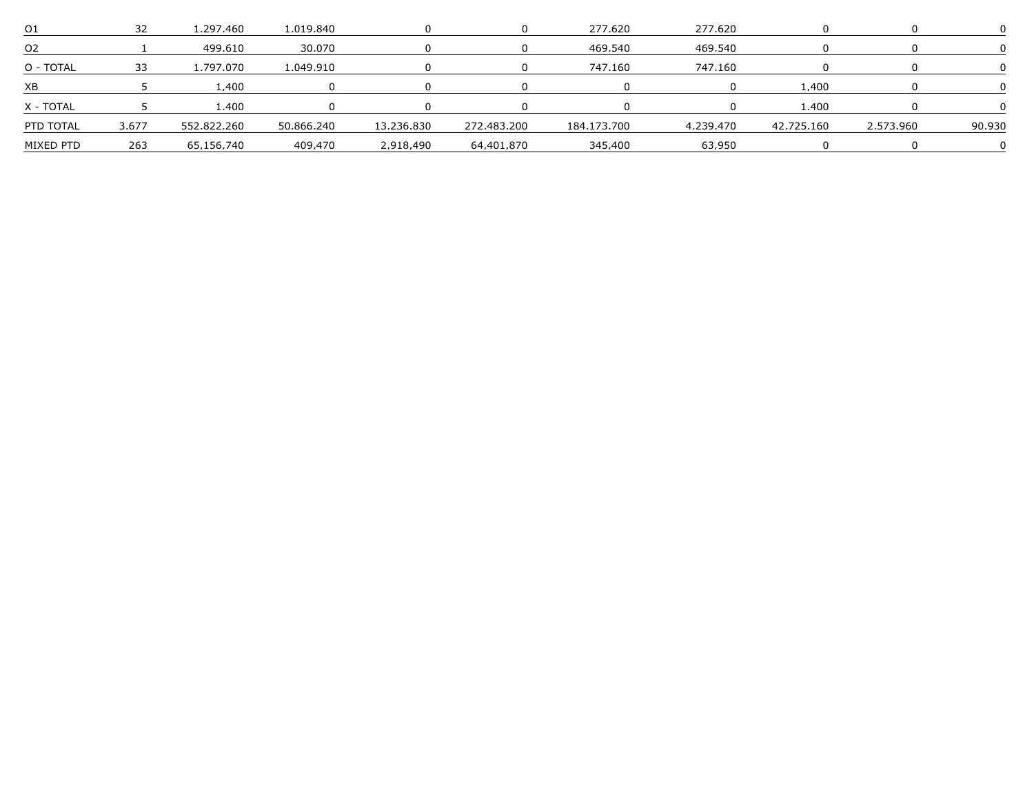| | | | | | | | | | | |
|---|---|---|---|---|---|---|---|---|---|---|
| O1 | 32 | 1.297.460 | 1.019.840 | 0 | 0 | 277.620 | 277.620 | 0 | 0 | 0 |
| O2 | 1 | 499.610 | 30.070 | 0 | 0 | 469.540 | 469.540 | 0 | 0 | 0 |
| O - TOTAL | 33 | 1.797.070 | 1.049.910 | 0 | 0 | 747.160 | 747.160 | 0 | 0 | 0 |
| XB | 5 | 1,400 | 0 | 0 | 0 | 0 | 0 | 1,400 | 0 | 0 |
| X - TOTAL | 5 | 1.400 | 0 | 0 | 0 | 0 | 0 | 1.400 | 0 | 0 |
| PTD TOTAL | 3.677 | 552.822.260 | 50.866.240 | 13.236.830 | 272.483.200 | 184.173.700 | 4.239.470 | 42.725.160 | 2.573.960 | 90.930 |
| MIXED PTD | 263 | 65,156,740 | 409,470 | 2,918,490 | 64,401,870 | 345,400 | 63,950 | 0 | 0 | 0 |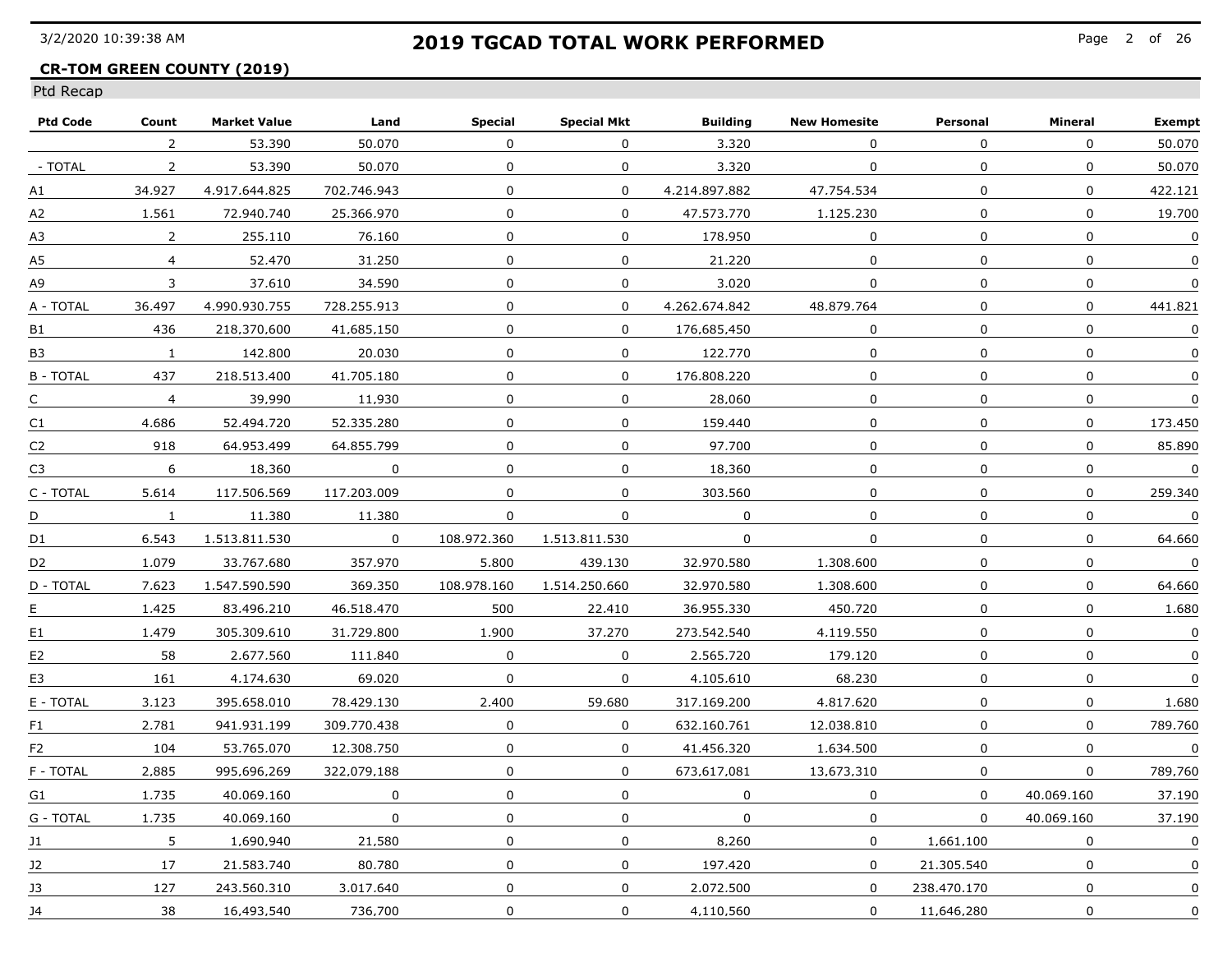# 2019 TGCAD TOTAL WORK PERFORMED

## CR-TOM GREEN COUNTY (2019)

Ptd Recap

| Ptd Code | Count | Market Value | Land | Special | Special Mkt | Building | New Homesite | Personal | Mineral | Exempt |
|---|---|---|---|---|---|---|---|---|---|---|
| | 2 | 53.390 | 50.070 | 0 | 0 | 3.320 | 0 | 0 | 0 | 50.070 |
| - TOTAL | 2 | 53.390 | 50.070 | 0 | 0 | 3.320 | 0 | 0 | 0 | 50.070 |
| A1 | 34.927 | 4.917.644.825 | 702.746.943 | 0 | 0 | 4.214.897.882 | 47.754.534 | 0 | 0 | 422.121 |
| A2 | 1.561 | 72.940.740 | 25.366.970 | 0 | 0 | 47.573.770 | 1.125.230 | 0 | 0 | 19.700 |
| A3 | 2 | 255.110 | 76.160 | 0 | 0 | 178.950 | 0 | 0 | 0 | 0 |
| A5 | 4 | 52.470 | 31.250 | 0 | 0 | 21.220 | 0 | 0 | 0 | 0 |
| A9 | 3 | 37.610 | 34.590 | 0 | 0 | 3.020 | 0 | 0 | 0 | 0 |
| A - TOTAL | 36.497 | 4.990.930.755 | 728.255.913 | 0 | 0 | 4.262.674.842 | 48.879.764 | 0 | 0 | 441.821 |
| B1 | 436 | 218,370,600 | 41,685,150 | 0 | 0 | 176,685,450 | 0 | 0 | 0 | 0 |
| B3 | 1 | 142.800 | 20.030 | 0 | 0 | 122.770 | 0 | 0 | 0 | 0 |
| B - TOTAL | 437 | 218.513.400 | 41.705.180 | 0 | 0 | 176.808.220 | 0 | 0 | 0 | 0 |
| C | 4 | 39,990 | 11,930 | 0 | 0 | 28,060 | 0 | 0 | 0 | 0 |
| C1 | 4.686 | 52.494.720 | 52.335.280 | 0 | 0 | 159.440 | 0 | 0 | 0 | 173.450 |
| C2 | 918 | 64.953.499 | 64.855.799 | 0 | 0 | 97.700 | 0 | 0 | 0 | 85.890 |
| C3 | 6 | 18,360 | 0 | 0 | 0 | 18,360 | 0 | 0 | 0 | 0 |
| C - TOTAL | 5.614 | 117.506.569 | 117.203.009 | 0 | 0 | 303.560 | 0 | 0 | 0 | 259.340 |
| D | 1 | 11.380 | 11.380 | 0 | 0 | 0 | 0 | 0 | 0 | 0 |
| D1 | 6.543 | 1.513.811.530 | 0 | 108.972.360 | 1.513.811.530 | 0 | 0 | 0 | 0 | 64.660 |
| D2 | 1.079 | 33.767.680 | 357.970 | 5.800 | 439.130 | 32.970.580 | 1.308.600 | 0 | 0 | 0 |
| D - TOTAL | 7.623 | 1.547.590.590 | 369.350 | 108.978.160 | 1.514.250.660 | 32.970.580 | 1.308.600 | 0 | 0 | 64.660 |
| E | 1.425 | 83.496.210 | 46.518.470 | 500 | 22.410 | 36.955.330 | 450.720 | 0 | 0 | 1.680 |
| E1 | 1.479 | 305.309.610 | 31.729.800 | 1.900 | 37.270 | 273.542.540 | 4.119.550 | 0 | 0 | 0 |
| E2 | 58 | 2.677.560 | 111.840 | 0 | 0 | 2.565.720 | 179.120 | 0 | 0 | 0 |
| E3 | 161 | 4.174.630 | 69.020 | 0 | 0 | 4.105.610 | 68.230 | 0 | 0 | 0 |
| E - TOTAL | 3.123 | 395.658.010 | 78.429.130 | 2.400 | 59.680 | 317.169.200 | 4.817.620 | 0 | 0 | 1.680 |
| F1 | 2.781 | 941.931.199 | 309.770.438 | 0 | 0 | 632.160.761 | 12.038.810 | 0 | 0 | 789.760 |
| F2 | 104 | 53.765.070 | 12.308.750 | 0 | 0 | 41.456.320 | 1.634.500 | 0 | 0 | 0 |
| F - TOTAL | 2,885 | 995,696,269 | 322,079,188 | 0 | 0 | 673,617,081 | 13,673,310 | 0 | 0 | 789,760 |
| G1 | 1.735 | 40.069.160 | 0 | 0 | 0 | 0 | 0 | 0 | 40.069.160 | 37.190 |
| G - TOTAL | 1.735 | 40.069.160 | 0 | 0 | 0 | 0 | 0 | 0 | 40.069.160 | 37.190 |
| J1 | 5 | 1,690,940 | 21,580 | 0 | 0 | 8,260 | 0 | 1,661,100 | 0 | 0 |
| J2 | 17 | 21.583.740 | 80.780 | 0 | 0 | 197.420 | 0 | 21.305.540 | 0 | 0 |
| J3 | 127 | 243.560.310 | 3.017.640 | 0 | 0 | 2.072.500 | 0 | 238.470.170 | 0 | 0 |
| J4 | 38 | 16,493,540 | 736,700 | 0 | 0 | 4,110,560 | 0 | 11,646,280 | 0 | 0 |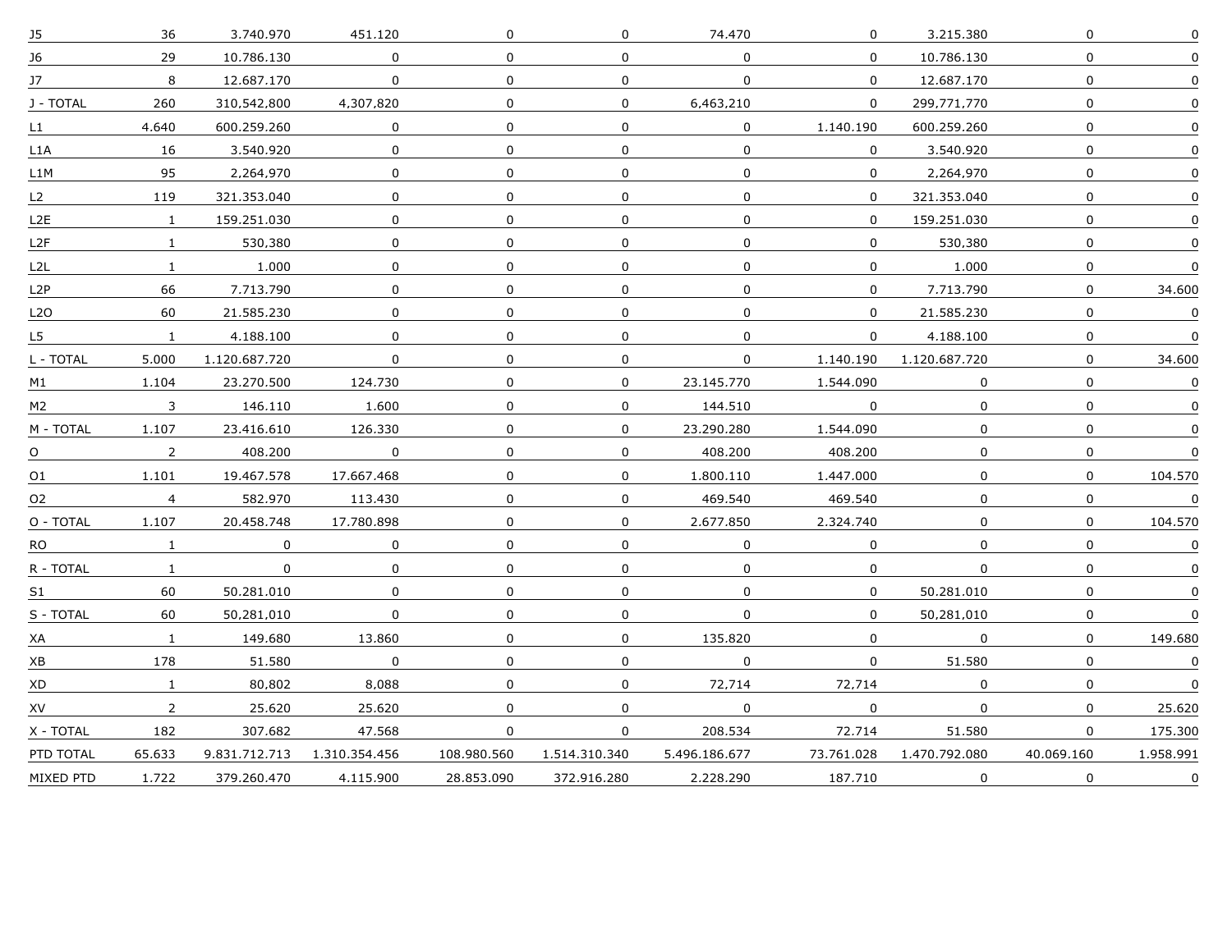| J5 | 36 | 3.740.970 | 451.120 | 0 | 0 | 74.470 | 0 | 3.215.380 | 0 | 0 |
|---|---|---|---|---|---|---|---|---|---|---|
| J6 | 29 | 10.786.130 | 0 | 0 | 0 | 0 | 0 | 10.786.130 | 0 | 0 |
| J7 | 8 | 12.687.170 | 0 | 0 | 0 | 0 | 0 | 12.687.170 | 0 | 0 |
| J - TOTAL | 260 | 310,542,800 | 4,307,820 | 0 | 0 | 6,463,210 | 0 | 299,771,770 | 0 | 0 |
| L1 | 4.640 | 600.259.260 | 0 | 0 | 0 | 0 | 1.140.190 | 600.259.260 | 0 | 0 |
| L1A | 16 | 3.540.920 | 0 | 0 | 0 | 0 | 0 | 3.540.920 | 0 | 0 |
| L1M | 95 | 2,264,970 | 0 | 0 | 0 | 0 | 0 | 2,264,970 | 0 | 0 |
| L2 | 119 | 321.353.040 | 0 | 0 | 0 | 0 | 0 | 321.353.040 | 0 | 0 |
| L2E | 1 | 159.251.030 | 0 | 0 | 0 | 0 | 0 | 159.251.030 | 0 | 0 |
| L2F | 1 | 530,380 | 0 | 0 | 0 | 0 | 0 | 530,380 | 0 | 0 |
| L2L | 1 | 1.000 | 0 | 0 | 0 | 0 | 0 | 1.000 | 0 | 0 |
| L2P | 66 | 7.713.790 | 0 | 0 | 0 | 0 | 0 | 7.713.790 | 0 | 34.600 |
| L2O | 60 | 21.585.230 | 0 | 0 | 0 | 0 | 0 | 21.585.230 | 0 | 0 |
| L5 | 1 | 4.188.100 | 0 | 0 | 0 | 0 | 0 | 4.188.100 | 0 | 0 |
| L - TOTAL | 5.000 | 1.120.687.720 | 0 | 0 | 0 | 0 | 1.140.190 | 1.120.687.720 | 0 | 34.600 |
| M1 | 1.104 | 23.270.500 | 124.730 | 0 | 0 | 23.145.770 | 1.544.090 | 0 | 0 | 0 |
| M2 | 3 | 146.110 | 1.600 | 0 | 0 | 144.510 | 0 | 0 | 0 | 0 |
| M - TOTAL | 1.107 | 23.416.610 | 126.330 | 0 | 0 | 23.290.280 | 1.544.090 | 0 | 0 | 0 |
| O | 2 | 408.200 | 0 | 0 | 0 | 408.200 | 408.200 | 0 | 0 | 0 |
| O1 | 1.101 | 19.467.578 | 17.667.468 | 0 | 0 | 1.800.110 | 1.447.000 | 0 | 0 | 104.570 |
| O2 | 4 | 582.970 | 113.430 | 0 | 0 | 469.540 | 469.540 | 0 | 0 | 0 |
| O - TOTAL | 1.107 | 20.458.748 | 17.780.898 | 0 | 0 | 2.677.850 | 2.324.740 | 0 | 0 | 104.570 |
| RO | 1 | 0 | 0 | 0 | 0 | 0 | 0 | 0 | 0 | 0 |
| R - TOTAL | 1 | 0 | 0 | 0 | 0 | 0 | 0 | 0 | 0 | 0 |
| S1 | 60 | 50.281.010 | 0 | 0 | 0 | 0 | 0 | 50.281.010 | 0 | 0 |
| S - TOTAL | 60 | 50,281,010 | 0 | 0 | 0 | 0 | 0 | 50,281,010 | 0 | 0 |
| XA | 1 | 149.680 | 13.860 | 0 | 0 | 135.820 | 0 | 0 | 0 | 149.680 |
| XB | 178 | 51.580 | 0 | 0 | 0 | 0 | 0 | 51.580 | 0 | 0 |
| XD | 1 | 80,802 | 8,088 | 0 | 0 | 72,714 | 72,714 | 0 | 0 | 0 |
| XV | 2 | 25.620 | 25.620 | 0 | 0 | 0 | 0 | 0 | 0 | 25.620 |
| X - TOTAL | 182 | 307.682 | 47.568 | 0 | 0 | 208.534 | 72.714 | 51.580 | 0 | 175.300 |
| PTD TOTAL | 65.633 | 9.831.712.713 | 1.310.354.456 | 108.980.560 | 1.514.310.340 | 5.496.186.677 | 73.761.028 | 1.470.792.080 | 40.069.160 | 1.958.991 |
| MIXED PTD | 1.722 | 379.260.470 | 4.115.900 | 28.853.090 | 372.916.280 | 2.228.290 | 187.710 | 0 | 0 | 0 |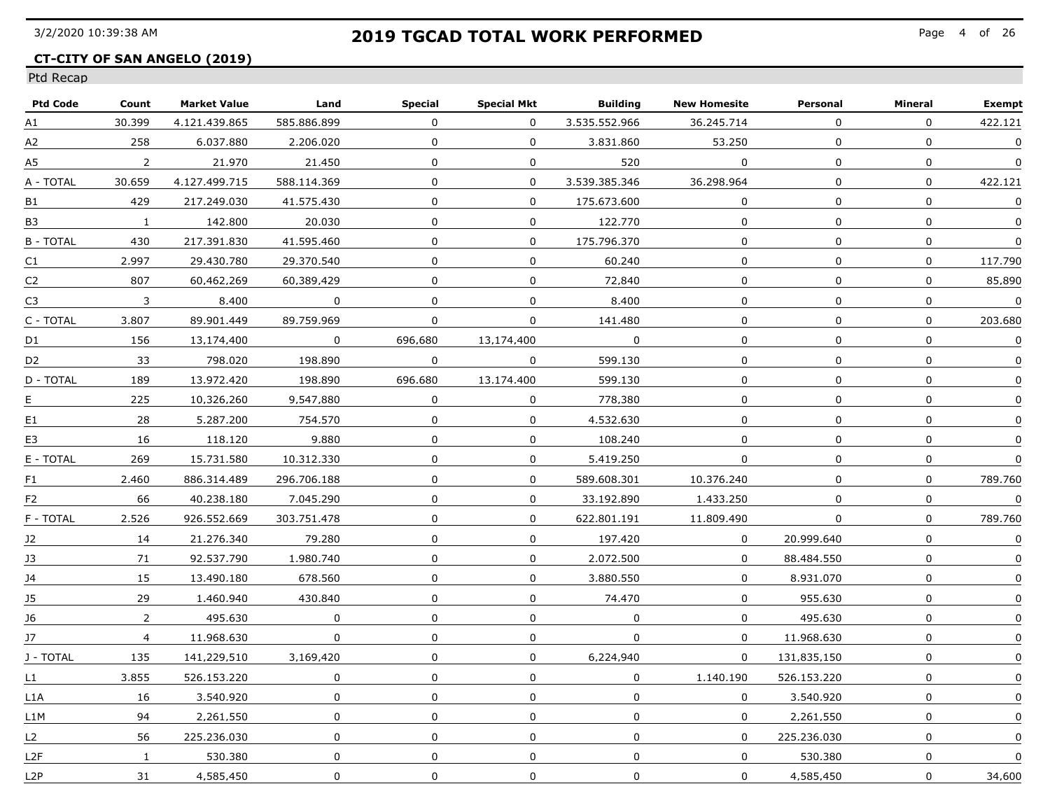# 2019 TGCAD TOTAL WORK PERFORMED

## CT-CITY OF SAN ANGELO (2019)

Ptd Recap

| Ptd Code | Count | Market Value | Land | Special | Special Mkt | Building | New Homesite | Personal | Mineral | Exempt |
|---|---|---|---|---|---|---|---|---|---|---|
| A1 | 30.399 | 4.121.439.865 | 585.886.899 | 0 | 0 | 3.535.552.966 | 36.245.714 | 0 | 0 | 422.121 |
| A2 | 258 | 6.037.880 | 2.206.020 | 0 | 0 | 3.831.860 | 53.250 | 0 | 0 | 0 |
| A5 | 2 | 21.970 | 21.450 | 0 | 0 | 520 | 0 | 0 | 0 | 0 |
| A - TOTAL | 30.659 | 4.127.499.715 | 588.114.369 | 0 | 0 | 3.539.385.346 | 36.298.964 | 0 | 0 | 422.121 |
| B1 | 429 | 217.249.030 | 41.575.430 | 0 | 0 | 175.673.600 | 0 | 0 | 0 | 0 |
| B3 | 1 | 142.800 | 20.030 | 0 | 0 | 122.770 | 0 | 0 | 0 | 0 |
| B - TOTAL | 430 | 217.391.830 | 41.595.460 | 0 | 0 | 175.796.370 | 0 | 0 | 0 | 0 |
| C1 | 2.997 | 29.430.780 | 29.370.540 | 0 | 0 | 60.240 | 0 | 0 | 0 | 117.790 |
| C2 | 807 | 60,462,269 | 60,389,429 | 0 | 0 | 72,840 | 0 | 0 | 0 | 85,890 |
| C3 | 3 | 8.400 | 0 | 0 | 0 | 8.400 | 0 | 0 | 0 | 0 |
| C - TOTAL | 3.807 | 89.901.449 | 89.759.969 | 0 | 0 | 141.480 | 0 | 0 | 0 | 203.680 |
| D1 | 156 | 13,174,400 | 0 | 696,680 | 13,174,400 | 0 | 0 | 0 | 0 | 0 |
| D2 | 33 | 798.020 | 198.890 | 0 | 0 | 599.130 | 0 | 0 | 0 | 0 |
| D - TOTAL | 189 | 13.972.420 | 198.890 | 696.680 | 13.174.400 | 599.130 | 0 | 0 | 0 | 0 |
| E | 225 | 10,326,260 | 9,547,880 | 0 | 0 | 778,380 | 0 | 0 | 0 | 0 |
| E1 | 28 | 5.287.200 | 754.570 | 0 | 0 | 4.532.630 | 0 | 0 | 0 | 0 |
| E3 | 16 | 118.120 | 9.880 | 0 | 0 | 108.240 | 0 | 0 | 0 | 0 |
| E - TOTAL | 269 | 15.731.580 | 10.312.330 | 0 | 0 | 5.419.250 | 0 | 0 | 0 | 0 |
| F1 | 2.460 | 886.314.489 | 296.706.188 | 0 | 0 | 589.608.301 | 10.376.240 | 0 | 0 | 789.760 |
| F2 | 66 | 40.238.180 | 7.045.290 | 0 | 0 | 33.192.890 | 1.433.250 | 0 | 0 | 0 |
| F - TOTAL | 2.526 | 926.552.669 | 303.751.478 | 0 | 0 | 622.801.191 | 11.809.490 | 0 | 0 | 789.760 |
| J2 | 14 | 21.276.340 | 79.280 | 0 | 0 | 197.420 | 0 | 20.999.640 | 0 | 0 |
| J3 | 71 | 92.537.790 | 1.980.740 | 0 | 0 | 2.072.500 | 0 | 88.484.550 | 0 | 0 |
| J4 | 15 | 13.490.180 | 678.560 | 0 | 0 | 3.880.550 | 0 | 8.931.070 | 0 | 0 |
| J5 | 29 | 1.460.940 | 430.840 | 0 | 0 | 74.470 | 0 | 955.630 | 0 | 0 |
| J6 | 2 | 495.630 | 0 | 0 | 0 | 0 | 0 | 495.630 | 0 | 0 |
| J7 | 4 | 11.968.630 | 0 | 0 | 0 | 0 | 0 | 11.968.630 | 0 | 0 |
| J - TOTAL | 135 | 141,229,510 | 3,169,420 | 0 | 0 | 6,224,940 | 0 | 131,835,150 | 0 | 0 |
| L1 | 3.855 | 526.153.220 | 0 | 0 | 0 | 0 | 1.140.190 | 526.153.220 | 0 | 0 |
| L1A | 16 | 3.540.920 | 0 | 0 | 0 | 0 | 0 | 3.540.920 | 0 | 0 |
| L1M | 94 | 2,261,550 | 0 | 0 | 0 | 0 | 0 | 2,261,550 | 0 | 0 |
| L2 | 56 | 225.236.030 | 0 | 0 | 0 | 0 | 0 | 225.236.030 | 0 | 0 |
| L2F | 1 | 530.380 | 0 | 0 | 0 | 0 | 0 | 530.380 | 0 | 0 |
| L2P | 31 | 4,585,450 | 0 | 0 | 0 | 0 | 0 | 4,585,450 | 0 | 34,600 |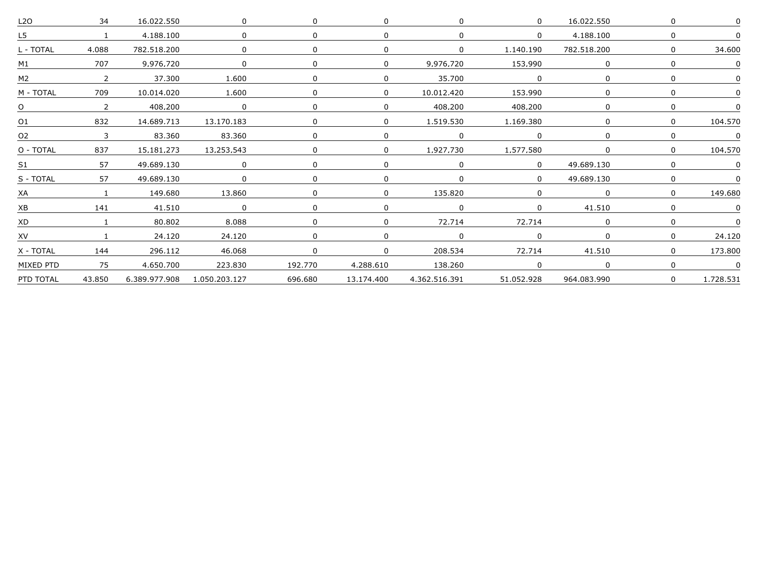| | | | | | | | | | | |
|---|---|---|---|---|---|---|---|---|---|---|
| L2O | 34 | 16.022.550 | 0 | 0 | 0 | 0 | 0 | 16.022.550 | 0 | 0 |
| L5 | 1 | 4.188.100 | 0 | 0 | 0 | 0 | 0 | 4.188.100 | 0 | 0 |
| L - TOTAL | 4.088 | 782.518.200 | 0 | 0 | 0 | 0 | 1.140.190 | 782.518.200 | 0 | 34.600 |
| M1 | 707 | 9,976,720 | 0 | 0 | 0 | 9,976,720 | 153,990 | 0 | 0 | 0 |
| M2 | 2 | 37.300 | 1.600 | 0 | 0 | 35.700 | 0 | 0 | 0 | 0 |
| M - TOTAL | 709 | 10.014.020 | 1.600 | 0 | 0 | 10.012.420 | 153.990 | 0 | 0 | 0 |
| O | 2 | 408,200 | 0 | 0 | 0 | 408,200 | 408,200 | 0 | 0 | 0 |
| O1 | 832 | 14.689.713 | 13.170.183 | 0 | 0 | 1.519.530 | 1.169.380 | 0 | 0 | 104.570 |
| O2 | 3 | 83.360 | 83.360 | 0 | 0 | 0 | 0 | 0 | 0 | 0 |
| O - TOTAL | 837 | 15,181,273 | 13,253,543 | 0 | 0 | 1,927,730 | 1,577,580 | 0 | 0 | 104,570 |
| S1 | 57 | 49.689.130 | 0 | 0 | 0 | 0 | 0 | 49.689.130 | 0 | 0 |
| S - TOTAL | 57 | 49.689.130 | 0 | 0 | 0 | 0 | 0 | 49.689.130 | 0 | 0 |
| XA | 1 | 149.680 | 13.860 | 0 | 0 | 135.820 | 0 | 0 | 0 | 149.680 |
| XB | 141 | 41.510 | 0 | 0 | 0 | 0 | 0 | 41.510 | 0 | 0 |
| XD | 1 | 80.802 | 8.088 | 0 | 0 | 72.714 | 72.714 | 0 | 0 | 0 |
| XV | 1 | 24.120 | 24.120 | 0 | 0 | 0 | 0 | 0 | 0 | 24.120 |
| X - TOTAL | 144 | 296.112 | 46.068 | 0 | 0 | 208.534 | 72.714 | 41.510 | 0 | 173.800 |
| MIXED PTD | 75 | 4.650.700 | 223.830 | 192.770 | 4.288.610 | 138.260 | 0 | 0 | 0 | 0 |
| PTD TOTAL | 43.850 | 6.389.977.908 | 1.050.203.127 | 696.680 | 13.174.400 | 4.362.516.391 | 51.052.928 | 964.083.990 | 0 | 1.728.531 |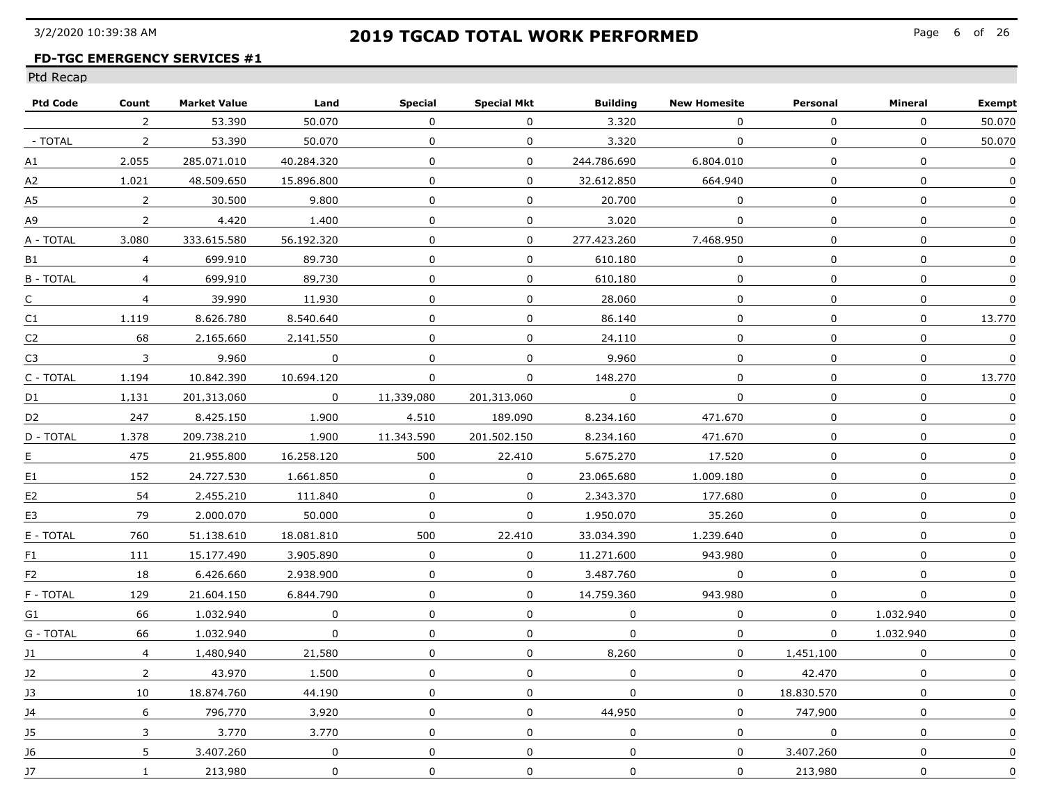# 2019 TGCAD TOTAL WORK PERFORMED

**FD-TGC EMERGENCY SERVICES #1**

Ptd Recap

| Ptd Code | Count | Market Value | Land | Special | Special Mkt | Building | New Homesite | Personal | Mineral | Exempt |
|---|---|---|---|---|---|---|---|---|---|---|
| | 2 | 53.390 | 50.070 | 0 | 0 | 3.320 | 0 | 0 | 0 | 50.070 |
| - TOTAL | 2 | 53.390 | 50.070 | 0 | 0 | 3.320 | 0 | 0 | 0 | 50.070 |
| A1 | 2.055 | 285.071.010 | 40.284.320 | 0 | 0 | 244.786.690 | 6.804.010 | 0 | 0 | 0 |
| A2 | 1.021 | 48.509.650 | 15.896.800 | 0 | 0 | 32.612.850 | 664.940 | 0 | 0 | 0 |
| A5 | 2 | 30.500 | 9.800 | 0 | 0 | 20.700 | 0 | 0 | 0 | 0 |
| A9 | 2 | 4.420 | 1.400 | 0 | 0 | 3.020 | 0 | 0 | 0 | 0 |
| A - TOTAL | 3.080 | 333.615.580 | 56.192.320 | 0 | 0 | 277.423.260 | 7.468.950 | 0 | 0 | 0 |
| B1 | 4 | 699.910 | 89.730 | 0 | 0 | 610.180 | 0 | 0 | 0 | 0 |
| B - TOTAL | 4 | 699,910 | 89,730 | 0 | 0 | 610,180 | 0 | 0 | 0 | 0 |
| C | 4 | 39.990 | 11.930 | 0 | 0 | 28.060 | 0 | 0 | 0 | 0 |
| C1 | 1.119 | 8.626.780 | 8.540.640 | 0 | 0 | 86.140 | 0 | 0 | 0 | 13.770 |
| C2 | 68 | 2,165,660 | 2,141,550 | 0 | 0 | 24,110 | 0 | 0 | 0 | 0 |
| C3 | 3 | 9.960 | 0 | 0 | 0 | 9.960 | 0 | 0 | 0 | 0 |
| C - TOTAL | 1.194 | 10.842.390 | 10.694.120 | 0 | 0 | 148.270 | 0 | 0 | 0 | 13.770 |
| D1 | 1,131 | 201,313,060 | 0 | 11,339,080 | 201,313,060 | 0 | 0 | 0 | 0 | 0 |
| D2 | 247 | 8.425.150 | 1.900 | 4.510 | 189.090 | 8.234.160 | 471.670 | 0 | 0 | 0 |
| D - TOTAL | 1.378 | 209.738.210 | 1.900 | 11.343.590 | 201.502.150 | 8.234.160 | 471.670 | 0 | 0 | 0 |
| E | 475 | 21.955.800 | 16.258.120 | 500 | 22.410 | 5.675.270 | 17.520 | 0 | 0 | 0 |
| E1 | 152 | 24.727.530 | 1.661.850 | 0 | 0 | 23.065.680 | 1.009.180 | 0 | 0 | 0 |
| E2 | 54 | 2.455.210 | 111.840 | 0 | 0 | 2.343.370 | 177.680 | 0 | 0 | 0 |
| E3 | 79 | 2.000.070 | 50.000 | 0 | 0 | 1.950.070 | 35.260 | 0 | 0 | 0 |
| E - TOTAL | 760 | 51.138.610 | 18.081.810 | 500 | 22.410 | 33.034.390 | 1.239.640 | 0 | 0 | 0 |
| F1 | 111 | 15.177.490 | 3.905.890 | 0 | 0 | 11.271.600 | 943.980 | 0 | 0 | 0 |
| F2 | 18 | 6.426.660 | 2.938.900 | 0 | 0 | 3.487.760 | 0 | 0 | 0 | 0 |
| F - TOTAL | 129 | 21.604.150 | 6.844.790 | 0 | 0 | 14.759.360 | 943.980 | 0 | 0 | 0 |
| G1 | 66 | 1.032.940 | 0 | 0 | 0 | 0 | 0 | 0 | 1.032.940 | 0 |
| G - TOTAL | 66 | 1.032.940 | 0 | 0 | 0 | 0 | 0 | 0 | 1.032.940 | 0 |
| J1 | 4 | 1,480,940 | 21,580 | 0 | 0 | 8,260 | 0 | 1,451,100 | 0 | 0 |
| J2 | 2 | 43.970 | 1.500 | 0 | 0 | 0 | 0 | 42.470 | 0 | 0 |
| J3 | 10 | 18.874.760 | 44.190 | 0 | 0 | 0 | 0 | 18.830.570 | 0 | 0 |
| J4 | 6 | 796,770 | 3,920 | 0 | 0 | 44,950 | 0 | 747,900 | 0 | 0 |
| J5 | 3 | 3.770 | 3.770 | 0 | 0 | 0 | 0 | 0 | 0 | 0 |
| J6 | 5 | 3.407.260 | 0 | 0 | 0 | 0 | 0 | 3.407.260 | 0 | 0 |
| J7 | 1 | 213,980 | 0 | 0 | 0 | 0 | 0 | 213,980 | 0 | 0 |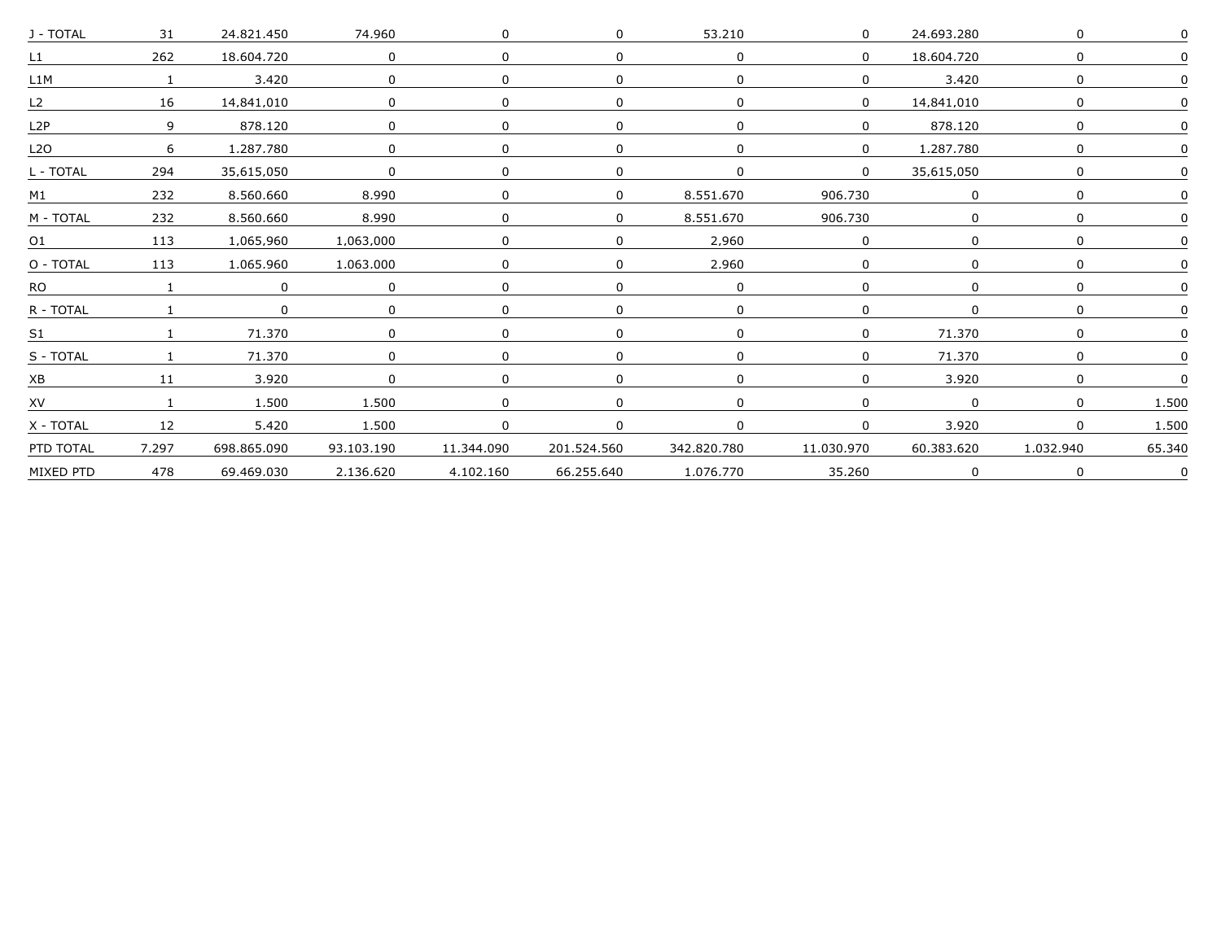| | | | | | | | | | | |
|---|---|---|---|---|---|---|---|---|---|---|
| J - TOTAL | 31 | 24.821.450 | 74.960 | 0 | 0 | 53.210 | 0 | 24.693.280 | 0 | 0 |
| L1 | 262 | 18.604.720 | 0 | 0 | 0 | 0 | 0 | 18.604.720 | 0 | 0 |
| L1M | 1 | 3.420 | 0 | 0 | 0 | 0 | 0 | 3.420 | 0 | 0 |
| L2 | 16 | 14,841,010 | 0 | 0 | 0 | 0 | 0 | 14,841,010 | 0 | 0 |
| L2P | 9 | 878.120 | 0 | 0 | 0 | 0 | 0 | 878.120 | 0 | 0 |
| L2O | 6 | 1.287.780 | 0 | 0 | 0 | 0 | 0 | 1.287.780 | 0 | 0 |
| L - TOTAL | 294 | 35,615,050 | 0 | 0 | 0 | 0 | 0 | 35,615,050 | 0 | 0 |
| M1 | 232 | 8.560.660 | 8.990 | 0 | 0 | 8.551.670 | 906.730 | 0 | 0 | 0 |
| M - TOTAL | 232 | 8.560.660 | 8.990 | 0 | 0 | 8.551.670 | 906.730 | 0 | 0 | 0 |
| O1 | 113 | 1,065,960 | 1,063,000 | 0 | 0 | 2,960 | 0 | 0 | 0 | 0 |
| O - TOTAL | 113 | 1.065.960 | 1.063.000 | 0 | 0 | 2.960 | 0 | 0 | 0 | 0 |
| RO | 1 | 0 | 0 | 0 | 0 | 0 | 0 | 0 | 0 | 0 |
| R - TOTAL | 1 | 0 | 0 | 0 | 0 | 0 | 0 | 0 | 0 | 0 |
| S1 | 1 | 71.370 | 0 | 0 | 0 | 0 | 0 | 71.370 | 0 | 0 |
| S - TOTAL | 1 | 71.370 | 0 | 0 | 0 | 0 | 0 | 71.370 | 0 | 0 |
| XB | 11 | 3.920 | 0 | 0 | 0 | 0 | 0 | 3.920 | 0 | 0 |
| XV | 1 | 1.500 | 1.500 | 0 | 0 | 0 | 0 | 0 | 0 | 1.500 |
| X - TOTAL | 12 | 5.420 | 1.500 | 0 | 0 | 0 | 0 | 3.920 | 0 | 1.500 |
| PTD TOTAL | 7.297 | 698.865.090 | 93.103.190 | 11.344.090 | 201.524.560 | 342.820.780 | 11.030.970 | 60.383.620 | 1.032.940 | 65.340 |
| MIXED PTD | 478 | 69.469.030 | 2.136.620 | 4.102.160 | 66.255.640 | 1.076.770 | 35.260 | 0 | 0 | 0 |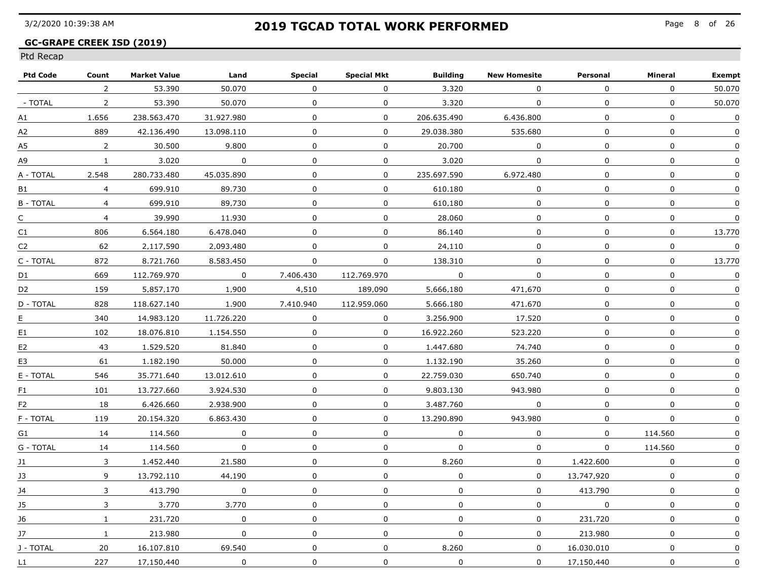# 2019 TGCAD TOTAL WORK PERFORMED

**GC-GRAPE CREEK ISD (2019)**

Ptd Recap

| Ptd Code | Count | Market Value | Land | Special | Special Mkt | Building | New Homesite | Personal | Mineral | Exempt |
|---|---|---|---|---|---|---|---|---|---|---|
| | 2 | 53.390 | 50.070 | 0 | 0 | 3.320 | 0 | 0 | 0 | 50.070 |
| - TOTAL | 2 | 53.390 | 50.070 | 0 | 0 | 3.320 | 0 | 0 | 0 | 50.070 |
| A1 | 1.656 | 238.563.470 | 31.927.980 | 0 | 0 | 206.635.490 | 6.436.800 | 0 | 0 | 0 |
| A2 | 889 | 42.136.490 | 13.098.110 | 0 | 0 | 29.038.380 | 535.680 | 0 | 0 | 0 |
| A5 | 2 | 30.500 | 9.800 | 0 | 0 | 20.700 | 0 | 0 | 0 | 0 |
| A9 | 1 | 3.020 | 0 | 0 | 0 | 3.020 | 0 | 0 | 0 | 0 |
| A - TOTAL | 2.548 | 280.733.480 | 45.035.890 | 0 | 0 | 235.697.590 | 6.972.480 | 0 | 0 | 0 |
| B1 | 4 | 699.910 | 89.730 | 0 | 0 | 610.180 | 0 | 0 | 0 | 0 |
| B - TOTAL | 4 | 699,910 | 89,730 | 0 | 0 | 610,180 | 0 | 0 | 0 | 0 |
| C | 4 | 39.990 | 11.930 | 0 | 0 | 28.060 | 0 | 0 | 0 | 0 |
| C1 | 806 | 6.564.180 | 6.478.040 | 0 | 0 | 86.140 | 0 | 0 | 0 | 13.770 |
| C2 | 62 | 2,117,590 | 2,093,480 | 0 | 0 | 24,110 | 0 | 0 | 0 | 0 |
| C - TOTAL | 872 | 8.721.760 | 8.583.450 | 0 | 0 | 138.310 | 0 | 0 | 0 | 13.770 |
| D1 | 669 | 112.769.970 | 0 | 7.406.430 | 112.769.970 | 0 | 0 | 0 | 0 | 0 |
| D2 | 159 | 5,857,170 | 1,900 | 4,510 | 189,090 | 5,666,180 | 471,670 | 0 | 0 | 0 |
| D - TOTAL | 828 | 118.627.140 | 1.900 | 7.410.940 | 112.959.060 | 5.666.180 | 471.670 | 0 | 0 | 0 |
| E | 340 | 14.983.120 | 11.726.220 | 0 | 0 | 3.256.900 | 17.520 | 0 | 0 | 0 |
| E1 | 102 | 18.076.810 | 1.154.550 | 0 | 0 | 16.922.260 | 523.220 | 0 | 0 | 0 |
| E2 | 43 | 1.529.520 | 81.840 | 0 | 0 | 1.447.680 | 74.740 | 0 | 0 | 0 |
| E3 | 61 | 1.182.190 | 50.000 | 0 | 0 | 1.132.190 | 35.260 | 0 | 0 | 0 |
| E - TOTAL | 546 | 35.771.640 | 13.012.610 | 0 | 0 | 22.759.030 | 650.740 | 0 | 0 | 0 |
| F1 | 101 | 13.727.660 | 3.924.530 | 0 | 0 | 9.803.130 | 943.980 | 0 | 0 | 0 |
| F2 | 18 | 6.426.660 | 2.938.900 | 0 | 0 | 3.487.760 | 0 | 0 | 0 | 0 |
| F - TOTAL | 119 | 20.154.320 | 6.863.430 | 0 | 0 | 13.290.890 | 943.980 | 0 | 0 | 0 |
| G1 | 14 | 114.560 | 0 | 0 | 0 | 0 | 0 | 0 | 114.560 | 0 |
| G - TOTAL | 14 | 114.560 | 0 | 0 | 0 | 0 | 0 | 0 | 114.560 | 0 |
| J1 | 3 | 1.452.440 | 21.580 | 0 | 0 | 8.260 | 0 | 1.422.600 | 0 | 0 |
| J3 | 9 | 13,792,110 | 44,190 | 0 | 0 | 0 | 0 | 13,747,920 | 0 | 0 |
| J4 | 3 | 413.790 | 0 | 0 | 0 | 0 | 0 | 413.790 | 0 | 0 |
| J5 | 3 | 3.770 | 3.770 | 0 | 0 | 0 | 0 | 0 | 0 | 0 |
| J6 | 1 | 231,720 | 0 | 0 | 0 | 0 | 0 | 231,720 | 0 | 0 |
| J7 | 1 | 213.980 | 0 | 0 | 0 | 0 | 0 | 213.980 | 0 | 0 |
| J - TOTAL | 20 | 16.107.810 | 69.540 | 0 | 0 | 8.260 | 0 | 16.030.010 | 0 | 0 |
| L1 | 227 | 17,150,440 | 0 | 0 | 0 | 0 | 0 | 17,150,440 | 0 | 0 |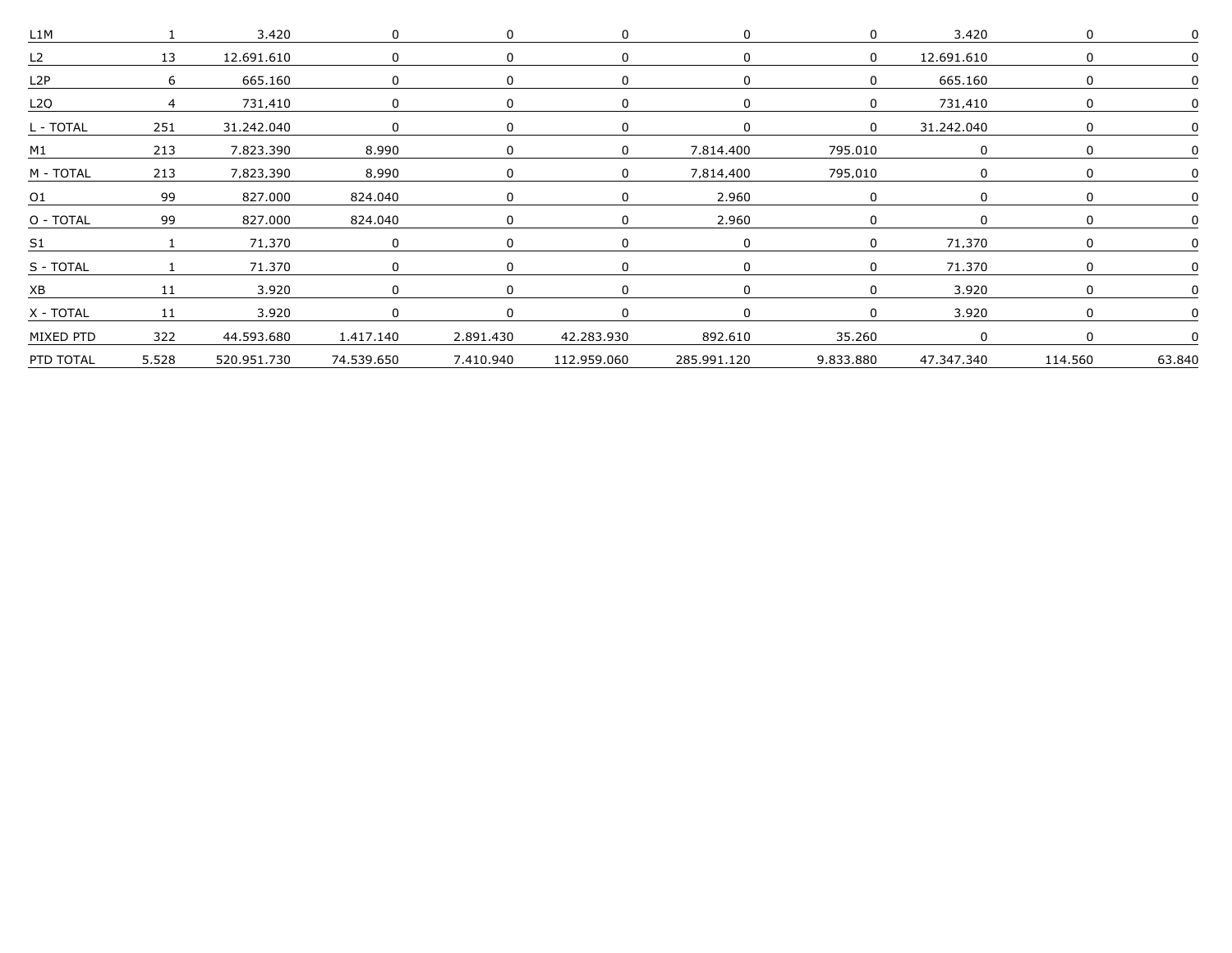| | | | | | | | | | | |
|---|---|---|---|---|---|---|---|---|---|---|
| L1M | 1 | 3.420 | 0 | 0 | 0 | 0 | 0 | 3.420 | 0 | 0 |
| L2 | 13 | 12.691.610 | 0 | 0 | 0 | 0 | 0 | 12.691.610 | 0 | 0 |
| L2P | 6 | 665.160 | 0 | 0 | 0 | 0 | 0 | 665.160 | 0 | 0 |
| L2Q | 4 | 731,410 | 0 | 0 | 0 | 0 | 0 | 731,410 | 0 | 0 |
| L - TOTAL | 251 | 31.242.040 | 0 | 0 | 0 | 0 | 0 | 31.242.040 | 0 | 0 |
| M1 | 213 | 7.823.390 | 8.990 | 0 | 0 | 7.814.400 | 795.010 | 0 | 0 | 0 |
| M - TOTAL | 213 | 7,823,390 | 8,990 | 0 | 0 | 7,814,400 | 795,010 | 0 | 0 | 0 |
| O1 | 99 | 827.000 | 824.040 | 0 | 0 | 2.960 | 0 | 0 | 0 | 0 |
| O - TOTAL | 99 | 827.000 | 824.040 | 0 | 0 | 2.960 | 0 | 0 | 0 | 0 |
| S1 | 1 | 71,370 | 0 | 0 | 0 | 0 | 0 | 71,370 | 0 | 0 |
| S - TOTAL | 1 | 71.370 | 0 | 0 | 0 | 0 | 0 | 71.370 | 0 | 0 |
| XB | 11 | 3.920 | 0 | 0 | 0 | 0 | 0 | 3.920 | 0 | 0 |
| X - TOTAL | 11 | 3.920 | 0 | 0 | 0 | 0 | 0 | 3.920 | 0 | 0 |
| MIXED PTD | 322 | 44.593.680 | 1.417.140 | 2.891.430 | 42.283.930 | 892.610 | 35.260 | 0 | 0 | 0 |
| PTD TOTAL | 5.528 | 520.951.730 | 74.539.650 | 7.410.940 | 112.959.060 | 285.991.120 | 9.833.880 | 47.347.340 | 114.560 | 63.840 |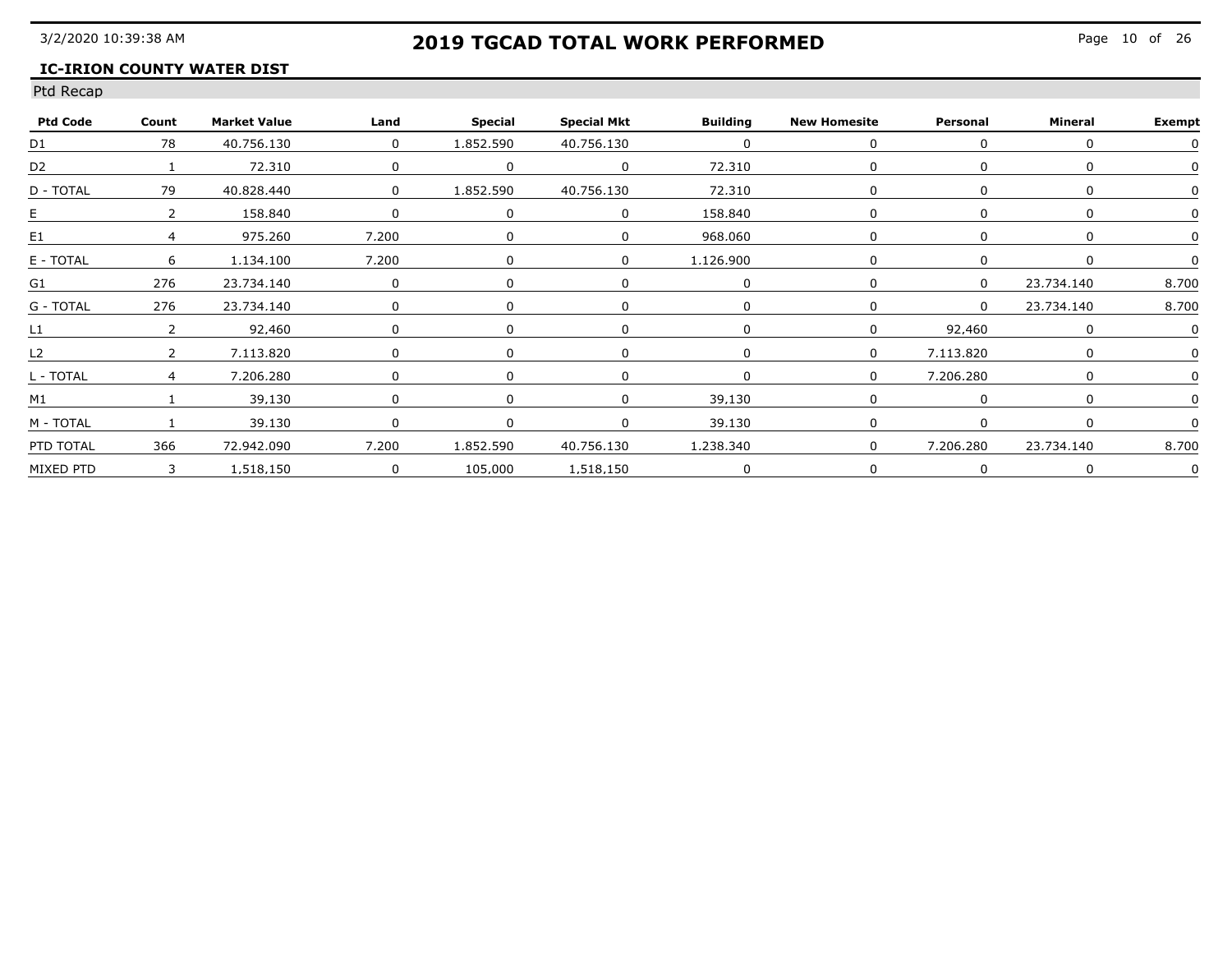# 2019 TGCAD TOTAL WORK PERFORMED

**IC-IRION COUNTY WATER DIST**

Ptd Recap

| Ptd Code | Count | Market Value | Land | Special | Special Mkt | Building | New Homesite | Personal | Mineral | Exempt |
|---|---|---|---|---|---|---|---|---|---|---|
| D1 | 78 | 40.756.130 | 0 | 1.852.590 | 40.756.130 | 0 | 0 | 0 | 0 | 0 |
| D2 | 1 | 72.310 | 0 | 0 | 0 | 72.310 | 0 | 0 | 0 | 0 |
| D - TOTAL | 79 | 40.828.440 | 0 | 1.852.590 | 40.756.130 | 72.310 | 0 | 0 | 0 | 0 |
| E | 2 | 158.840 | 0 | 0 | 0 | 158.840 | 0 | 0 | 0 | 0 |
| E1 | 4 | 975.260 | 7.200 | 0 | 0 | 968.060 | 0 | 0 | 0 | 0 |
| E - TOTAL | 6 | 1.134.100 | 7.200 | 0 | 0 | 1.126.900 | 0 | 0 | 0 | 0 |
| G1 | 276 | 23.734.140 | 0 | 0 | 0 | 0 | 0 | 0 | 23.734.140 | 8.700 |
| G - TOTAL | 276 | 23.734.140 | 0 | 0 | 0 | 0 | 0 | 0 | 23.734.140 | 8.700 |
| L1 | 2 | 92,460 | 0 | 0 | 0 | 0 | 0 | 92,460 | 0 | 0 |
| L2 | 2 | 7.113.820 | 0 | 0 | 0 | 0 | 0 | 7.113.820 | 0 | 0 |
| L - TOTAL | 4 | 7.206.280 | 0 | 0 | 0 | 0 | 0 | 7.206.280 | 0 | 0 |
| M1 | 1 | 39,130 | 0 | 0 | 0 | 39,130 | 0 | 0 | 0 | 0 |
| M - TOTAL | 1 | 39.130 | 0 | 0 | 0 | 39.130 | 0 | 0 | 0 | 0 |
| PTD TOTAL | 366 | 72.942.090 | 7.200 | 1.852.590 | 40.756.130 | 1.238.340 | 0 | 7.206.280 | 23.734.140 | 8.700 |
| MIXED PTD | 3 | 1,518,150 | 0 | 105,000 | 1,518,150 | 0 | 0 | 0 | 0 | 0 |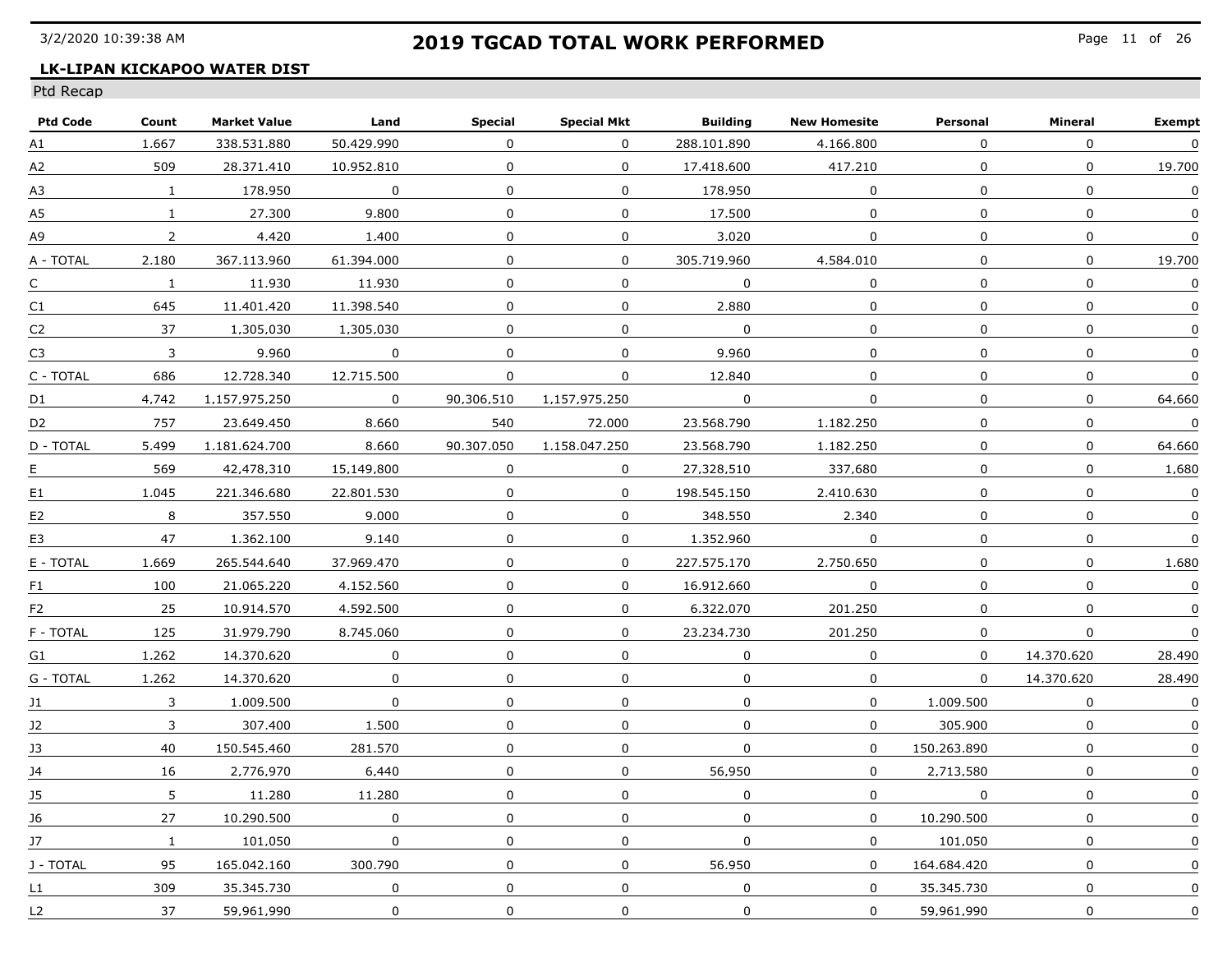# 2019 TGCAD TOTAL WORK PERFORMED

## LK-LIPAN KICKAPOO WATER DIST

Ptd Recap

| Ptd Code | Count | Market Value | Land | Special | Special Mkt | Building | New Homesite | Personal | Mineral | Exempt |
|---|---|---|---|---|---|---|---|---|---|---|
| A1 | 1.667 | 338.531.880 | 50.429.990 | 0 | 0 | 288.101.890 | 4.166.800 | 0 | 0 | 0 |
| A2 | 509 | 28.371.410 | 10.952.810 | 0 | 0 | 17.418.600 | 417.210 | 0 | 0 | 19.700 |
| A3 | 1 | 178.950 | 0 | 0 | 0 | 178.950 | 0 | 0 | 0 | 0 |
| A5 | 1 | 27.300 | 9.800 | 0 | 0 | 17.500 | 0 | 0 | 0 | 0 |
| A9 | 2 | 4.420 | 1.400 | 0 | 0 | 3.020 | 0 | 0 | 0 | 0 |
| A - TOTAL | 2.180 | 367.113.960 | 61.394.000 | 0 | 0 | 305.719.960 | 4.584.010 | 0 | 0 | 19.700 |
| C | 1 | 11.930 | 11.930 | 0 | 0 | 0 | 0 | 0 | 0 | 0 |
| C1 | 645 | 11.401.420 | 11.398.540 | 0 | 0 | 2.880 | 0 | 0 | 0 | 0 |
| C2 | 37 | 1,305,030 | 1,305,030 | 0 | 0 | 0 | 0 | 0 | 0 | 0 |
| C3 | 3 | 9.960 | 0 | 0 | 0 | 9.960 | 0 | 0 | 0 | 0 |
| C - TOTAL | 686 | 12.728.340 | 12.715.500 | 0 | 0 | 12.840 | 0 | 0 | 0 | 0 |
| D1 | 4,742 | 1,157,975,250 | 0 | 90,306,510 | 1,157,975,250 | 0 | 0 | 0 | 0 | 64,660 |
| D2 | 757 | 23.649.450 | 8.660 | 540 | 72.000 | 23.568.790 | 1.182.250 | 0 | 0 | 0 |
| D - TOTAL | 5.499 | 1.181.624.700 | 8.660 | 90.307.050 | 1.158.047.250 | 23.568.790 | 1.182.250 | 0 | 0 | 64.660 |
| E | 569 | 42,478,310 | 15,149,800 | 0 | 0 | 27,328,510 | 337,680 | 0 | 0 | 1,680 |
| E1 | 1.045 | 221.346.680 | 22.801.530 | 0 | 0 | 198.545.150 | 2.410.630 | 0 | 0 | 0 |
| E2 | 8 | 357.550 | 9.000 | 0 | 0 | 348.550 | 2.340 | 0 | 0 | 0 |
| E3 | 47 | 1.362.100 | 9.140 | 0 | 0 | 1.352.960 | 0 | 0 | 0 | 0 |
| E - TOTAL | 1.669 | 265.544.640 | 37.969.470 | 0 | 0 | 227.575.170 | 2.750.650 | 0 | 0 | 1.680 |
| F1 | 100 | 21.065.220 | 4.152.560 | 0 | 0 | 16.912.660 | 0 | 0 | 0 | 0 |
| F2 | 25 | 10.914.570 | 4.592.500 | 0 | 0 | 6.322.070 | 201.250 | 0 | 0 | 0 |
| F - TOTAL | 125 | 31.979.790 | 8.745.060 | 0 | 0 | 23.234.730 | 201.250 | 0 | 0 | 0 |
| G1 | 1.262 | 14.370.620 | 0 | 0 | 0 | 0 | 0 | 0 | 14.370.620 | 28.490 |
| G - TOTAL | 1.262 | 14.370.620 | 0 | 0 | 0 | 0 | 0 | 0 | 14.370.620 | 28.490 |
| J1 | 3 | 1.009.500 | 0 | 0 | 0 | 0 | 0 | 1.009.500 | 0 | 0 |
| J2 | 3 | 307.400 | 1.500 | 0 | 0 | 0 | 0 | 305.900 | 0 | 0 |
| J3 | 40 | 150.545.460 | 281.570 | 0 | 0 | 0 | 0 | 150.263.890 | 0 | 0 |
| J4 | 16 | 2,776,970 | 6,440 | 0 | 0 | 56,950 | 0 | 2,713,580 | 0 | 0 |
| J5 | 5 | 11.280 | 11.280 | 0 | 0 | 0 | 0 | 0 | 0 | 0 |
| J6 | 27 | 10.290.500 | 0 | 0 | 0 | 0 | 0 | 10.290.500 | 0 | 0 |
| J7 | 1 | 101,050 | 0 | 0 | 0 | 0 | 0 | 101,050 | 0 | 0 |
| J - TOTAL | 95 | 165.042.160 | 300.790 | 0 | 0 | 56.950 | 0 | 164.684.420 | 0 | 0 |
| L1 | 309 | 35.345.730 | 0 | 0 | 0 | 0 | 0 | 35.345.730 | 0 | 0 |
| L2 | 37 | 59,961,990 | 0 | 0 | 0 | 0 | 0 | 59,961,990 | 0 | 0 |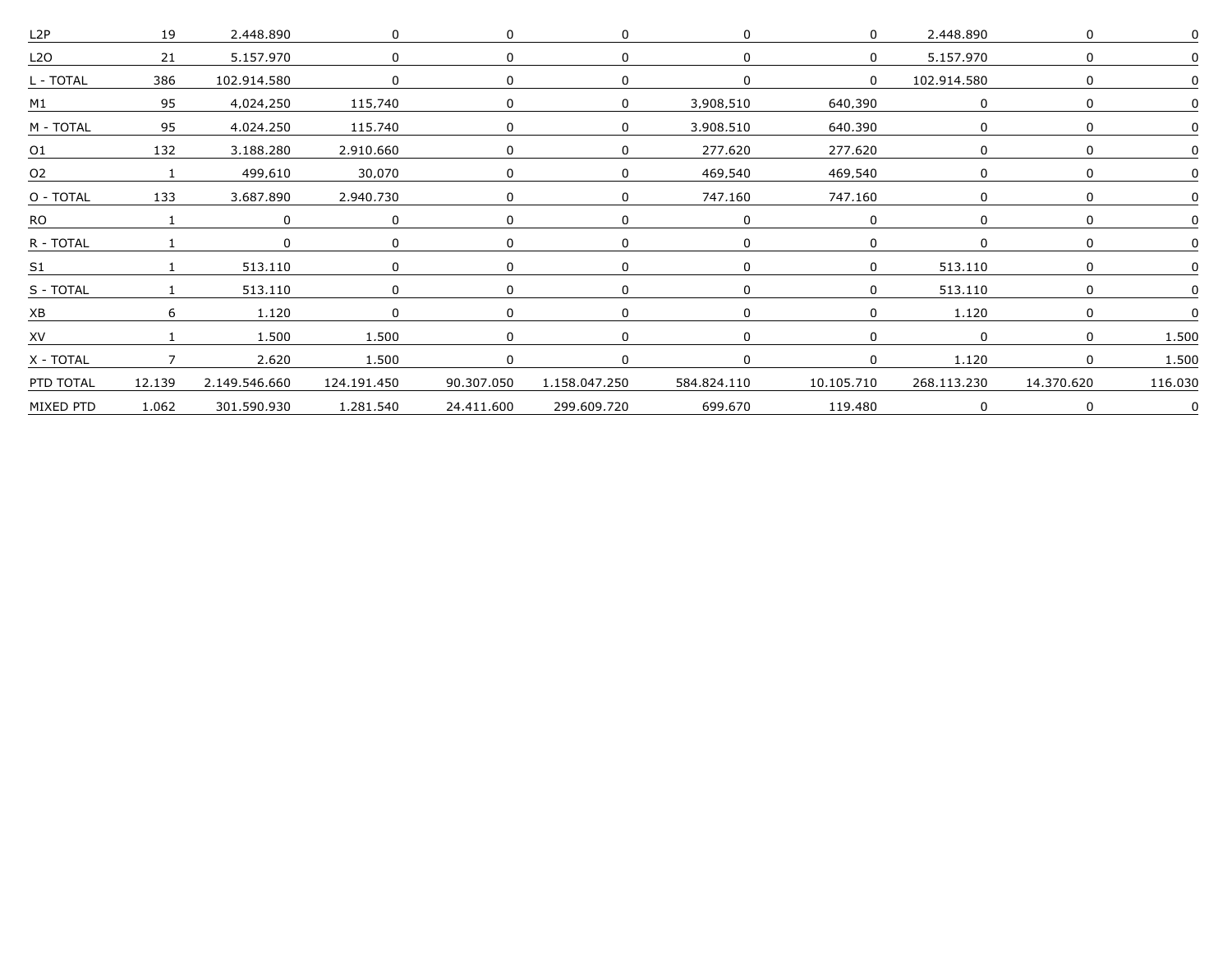| | | | | | | | | | | |
|---|---|---|---|---|---|---|---|---|---|---|
| L2P | 19 | 2.448.890 | 0 | 0 | 0 | 0 | 0 | 2.448.890 | 0 | 0 |
| L2O | 21 | 5.157.970 | 0 | 0 | 0 | 0 | 0 | 5.157.970 | 0 | 0 |
| L - TOTAL | 386 | 102.914.580 | 0 | 0 | 0 | 0 | 0 | 102.914.580 | 0 | 0 |
| M1 | 95 | 4,024,250 | 115,740 | 0 | 0 | 3,908,510 | 640,390 | 0 | 0 | 0 |
| M - TOTAL | 95 | 4.024.250 | 115.740 | 0 | 0 | 3.908.510 | 640.390 | 0 | 0 | 0 |
| O1 | 132 | 3.188.280 | 2.910.660 | 0 | 0 | 277.620 | 277.620 | 0 | 0 | 0 |
| O2 | 1 | 499,610 | 30,070 | 0 | 0 | 469,540 | 469,540 | 0 | 0 | 0 |
| O - TOTAL | 133 | 3.687.890 | 2.940.730 | 0 | 0 | 747.160 | 747.160 | 0 | 0 | 0 |
| RO | 1 | 0 | 0 | 0 | 0 | 0 | 0 | 0 | 0 | 0 |
| R - TOTAL | 1 | 0 | 0 | 0 | 0 | 0 | 0 | 0 | 0 | 0 |
| S1 | 1 | 513.110 | 0 | 0 | 0 | 0 | 0 | 513.110 | 0 | 0 |
| S - TOTAL | 1 | 513.110 | 0 | 0 | 0 | 0 | 0 | 513.110 | 0 | 0 |
| XB | 6 | 1.120 | 0 | 0 | 0 | 0 | 0 | 1.120 | 0 | 0 |
| XV | 1 | 1.500 | 1.500 | 0 | 0 | 0 | 0 | 0 | 0 | 1.500 |
| X - TOTAL | 7 | 2.620 | 1.500 | 0 | 0 | 0 | 0 | 1.120 | 0 | 1.500 |
| PTD TOTAL | 12.139 | 2.149.546.660 | 124.191.450 | 90.307.050 | 1.158.047.250 | 584.824.110 | 10.105.710 | 268.113.230 | 14.370.620 | 116.030 |
| MIXED PTD | 1.062 | 301.590.930 | 1.281.540 | 24.411.600 | 299.609.720 | 699.670 | 119.480 | 0 | 0 | 0 |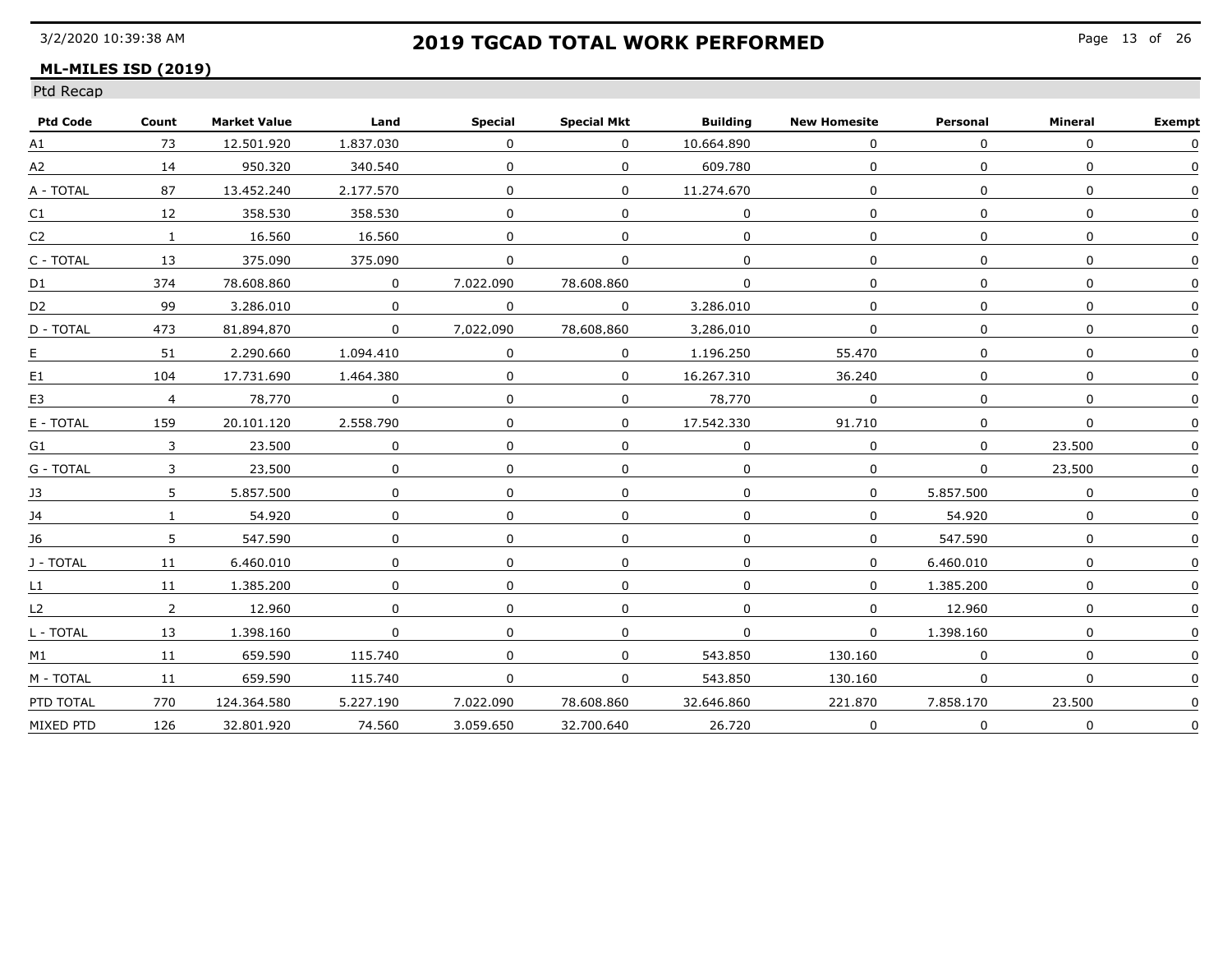# 2019 TGCAD TOTAL WORK PERFORMED

**ML-MILES ISD (2019)**

Ptd Recap

| Ptd Code | Count | Market Value | Land | Special | Special Mkt | Building | New Homesite | Personal | Mineral | Exempt |
|---|---|---|---|---|---|---|---|---|---|---|
| A1 | 73 | 12.501.920 | 1.837.030 | 0 | 0 | 10.664.890 | 0 | 0 | 0 | 0 |
| A2 | 14 | 950.320 | 340.540 | 0 | 0 | 609.780 | 0 | 0 | 0 | 0 |
| A - TOTAL | 87 | 13.452.240 | 2.177.570 | 0 | 0 | 11.274.670 | 0 | 0 | 0 | 0 |
| C1 | 12 | 358.530 | 358.530 | 0 | 0 | 0 | 0 | 0 | 0 | 0 |
| C2 | 1 | 16.560 | 16.560 | 0 | 0 | 0 | 0 | 0 | 0 | 0 |
| C - TOTAL | 13 | 375.090 | 375.090 | 0 | 0 | 0 | 0 | 0 | 0 | 0 |
| D1 | 374 | 78.608.860 | 0 | 7.022.090 | 78.608.860 | 0 | 0 | 0 | 0 | 0 |
| D2 | 99 | 3.286.010 | 0 | 0 | 0 | 3.286.010 | 0 | 0 | 0 | 0 |
| D - TOTAL | 473 | 81,894,870 | 0 | 7,022,090 | 78,608,860 | 3,286,010 | 0 | 0 | 0 | 0 |
| E | 51 | 2.290.660 | 1.094.410 | 0 | 0 | 1.196.250 | 55.470 | 0 | 0 | 0 |
| E1 | 104 | 17.731.690 | 1.464.380 | 0 | 0 | 16.267.310 | 36.240 | 0 | 0 | 0 |
| E3 | 4 | 78,770 | 0 | 0 | 0 | 78,770 | 0 | 0 | 0 | 0 |
| E - TOTAL | 159 | 20.101.120 | 2.558.790 | 0 | 0 | 17.542.330 | 91.710 | 0 | 0 | 0 |
| G1 | 3 | 23.500 | 0 | 0 | 0 | 0 | 0 | 0 | 23.500 | 0 |
| G - TOTAL | 3 | 23,500 | 0 | 0 | 0 | 0 | 0 | 0 | 23,500 | 0 |
| J3 | 5 | 5.857.500 | 0 | 0 | 0 | 0 | 0 | 5.857.500 | 0 | 0 |
| J4 | 1 | 54.920 | 0 | 0 | 0 | 0 | 0 | 54.920 | 0 | 0 |
| J6 | 5 | 547.590 | 0 | 0 | 0 | 0 | 0 | 547.590 | 0 | 0 |
| J - TOTAL | 11 | 6.460.010 | 0 | 0 | 0 | 0 | 0 | 6.460.010 | 0 | 0 |
| L1 | 11 | 1.385.200 | 0 | 0 | 0 | 0 | 0 | 1.385.200 | 0 | 0 |
| L2 | 2 | 12.960 | 0 | 0 | 0 | 0 | 0 | 12.960 | 0 | 0 |
| L - TOTAL | 13 | 1.398.160 | 0 | 0 | 0 | 0 | 0 | 1.398.160 | 0 | 0 |
| M1 | 11 | 659.590 | 115.740 | 0 | 0 | 543.850 | 130.160 | 0 | 0 | 0 |
| M - TOTAL | 11 | 659.590 | 115.740 | 0 | 0 | 543.850 | 130.160 | 0 | 0 | 0 |
| PTD TOTAL | 770 | 124.364.580 | 5.227.190 | 7.022.090 | 78.608.860 | 32.646.860 | 221.870 | 7.858.170 | 23.500 | 0 |
| MIXED PTD | 126 | 32.801.920 | 74.560 | 3.059.650 | 32.700.640 | 26.720 | 0 | 0 | 0 | 0 |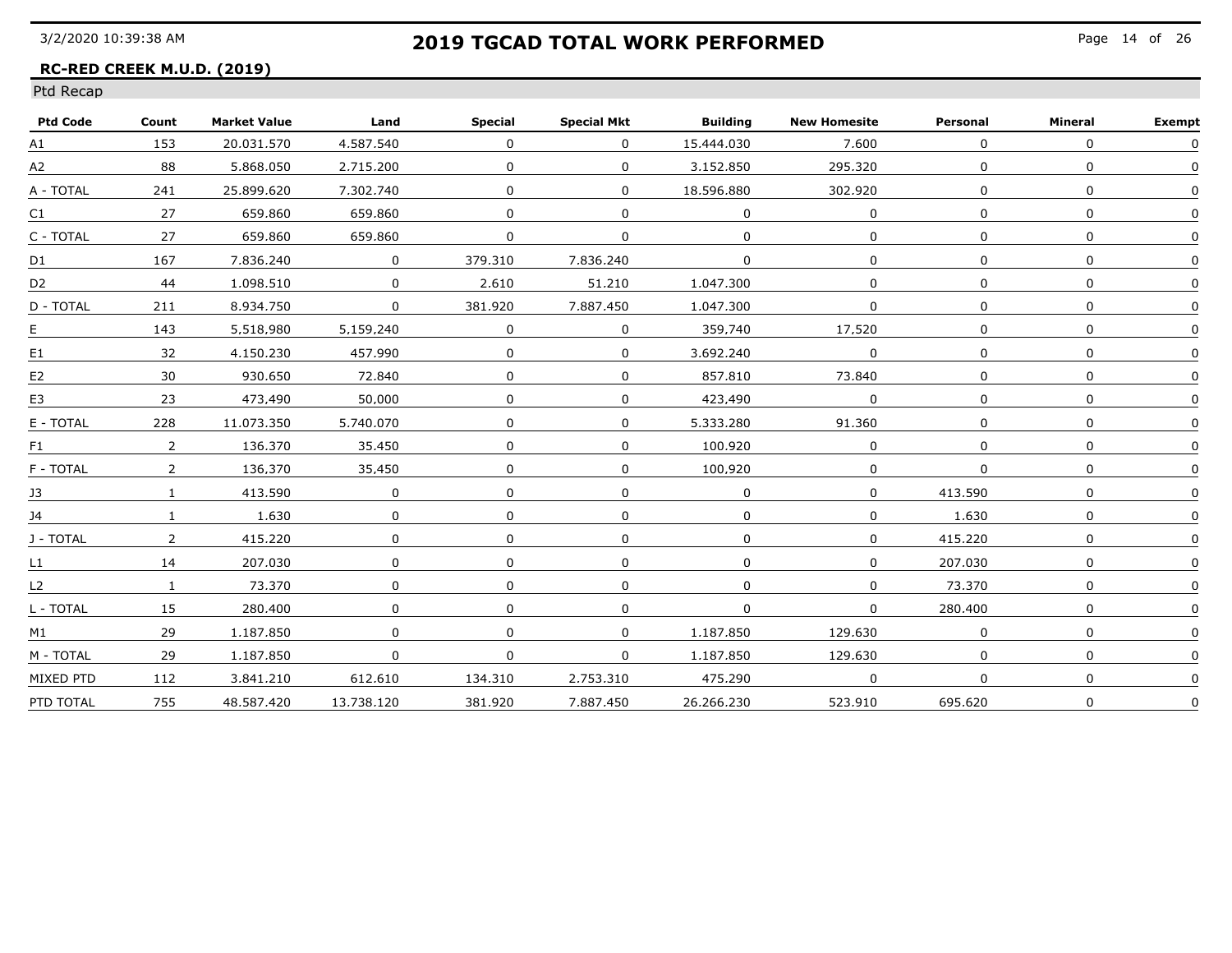# 2019 TGCAD TOTAL WORK PERFORMED

3/2/2020 10:39:38 AM

**RC-RED CREEK M.U.D. (2019)**

Ptd Recap

| Ptd Code | Count | Market Value | Land | Special | Special Mkt | Building | New Homesite | Personal | Mineral | Exempt |
|---|---|---|---|---|---|---|---|---|---|---|
| A1 | 153 | 20.031.570 | 4.587.540 | 0 | 0 | 15.444.030 | 7.600 | 0 | 0 | 0 |
| A2 | 88 | 5.868.050 | 2.715.200 | 0 | 0 | 3.152.850 | 295.320 | 0 | 0 | 0 |
| A - TOTAL | 241 | 25.899.620 | 7.302.740 | 0 | 0 | 18.596.880 | 302.920 | 0 | 0 | 0 |
| C1 | 27 | 659.860 | 659.860 | 0 | 0 | 0 | 0 | 0 | 0 | 0 |
| C - TOTAL | 27 | 659.860 | 659.860 | 0 | 0 | 0 | 0 | 0 | 0 | 0 |
| D1 | 167 | 7.836.240 | 0 | 379.310 | 7.836.240 | 0 | 0 | 0 | 0 | 0 |
| D2 | 44 | 1.098.510 | 0 | 2.610 | 51.210 | 1.047.300 | 0 | 0 | 0 | 0 |
| D - TOTAL | 211 | 8.934.750 | 0 | 381.920 | 7.887.450 | 1.047.300 | 0 | 0 | 0 | 0 |
| E | 143 | 5,518,980 | 5,159,240 | 0 | 0 | 359,740 | 17,520 | 0 | 0 | 0 |
| E1 | 32 | 4.150.230 | 457.990 | 0 | 0 | 3.692.240 | 0 | 0 | 0 | 0 |
| E2 | 30 | 930.650 | 72.840 | 0 | 0 | 857.810 | 73.840 | 0 | 0 | 0 |
| E3 | 23 | 473,490 | 50,000 | 0 | 0 | 423,490 | 0 | 0 | 0 | 0 |
| E - TOTAL | 228 | 11.073.350 | 5.740.070 | 0 | 0 | 5.333.280 | 91.360 | 0 | 0 | 0 |
| F1 | 2 | 136.370 | 35.450 | 0 | 0 | 100.920 | 0 | 0 | 0 | 0 |
| F - TOTAL | 2 | 136,370 | 35,450 | 0 | 0 | 100,920 | 0 | 0 | 0 | 0 |
| J3 | 1 | 413.590 | 0 | 0 | 0 | 0 | 0 | 413.590 | 0 | 0 |
| J4 | 1 | 1.630 | 0 | 0 | 0 | 0 | 0 | 1.630 | 0 | 0 |
| J - TOTAL | 2 | 415.220 | 0 | 0 | 0 | 0 | 0 | 415.220 | 0 | 0 |
| L1 | 14 | 207.030 | 0 | 0 | 0 | 0 | 0 | 207.030 | 0 | 0 |
| L2 | 1 | 73.370 | 0 | 0 | 0 | 0 | 0 | 73.370 | 0 | 0 |
| L - TOTAL | 15 | 280.400 | 0 | 0 | 0 | 0 | 0 | 280.400 | 0 | 0 |
| M1 | 29 | 1.187.850 | 0 | 0 | 0 | 1.187.850 | 129.630 | 0 | 0 | 0 |
| M - TOTAL | 29 | 1.187.850 | 0 | 0 | 0 | 1.187.850 | 129.630 | 0 | 0 | 0 |
| MIXED PTD | 112 | 3.841.210 | 612.610 | 134.310 | 2.753.310 | 475.290 | 0 | 0 | 0 | 0 |
| PTD TOTAL | 755 | 48.587.420 | 13.738.120 | 381.920 | 7.887.450 | 26.266.230 | 523.910 | 695.620 | 0 | 0 |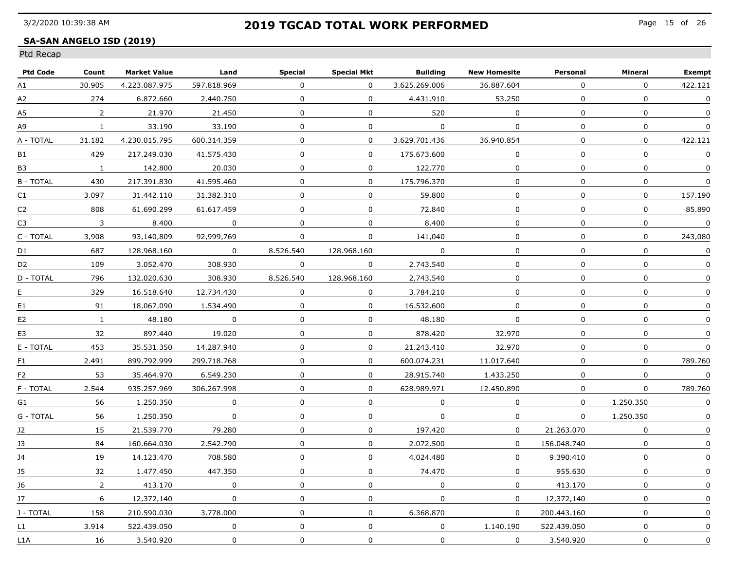# 2019 TGCAD TOTAL WORK PERFORMED

**SA-SAN ANGELO ISD (2019)**

Ptd Recap

| Ptd Code | Count | Market Value | Land | Special | Special Mkt | Building | New Homesite | Personal | Mineral | Exempt |
|---|---|---|---|---|---|---|---|---|---|---|
| A1 | 30.905 | 4.223.087.975 | 597.818.969 | 0 | 0 | 3.625.269.006 | 36.887.604 | 0 | 0 | 422.121 |
| A2 | 274 | 6.872.660 | 2.440.750 | 0 | 0 | 4.431.910 | 53.250 | 0 | 0 | 0 |
| A5 | 2 | 21.970 | 21.450 | 0 | 0 | 520 | 0 | 0 | 0 | 0 |
| A9 | 1 | 33.190 | 33.190 | 0 | 0 | 0 | 0 | 0 | 0 | 0 |
| A - TOTAL | 31.182 | 4.230.015.795 | 600.314.359 | 0 | 0 | 3.629.701.436 | 36.940.854 | 0 | 0 | 422.121 |
| B1 | 429 | 217.249.030 | 41.575.430 | 0 | 0 | 175.673.600 | 0 | 0 | 0 | 0 |
| B3 | 1 | 142.800 | 20.030 | 0 | 0 | 122.770 | 0 | 0 | 0 | 0 |
| B - TOTAL | 430 | 217.391.830 | 41.595.460 | 0 | 0 | 175.796.370 | 0 | 0 | 0 | 0 |
| C1 | 3,097 | 31,442,110 | 31,382,310 | 0 | 0 | 59,800 | 0 | 0 | 0 | 157,190 |
| C2 | 808 | 61.690.299 | 61.617.459 | 0 | 0 | 72.840 | 0 | 0 | 0 | 85.890 |
| C3 | 3 | 8.400 | 0 | 0 | 0 | 8.400 | 0 | 0 | 0 | 0 |
| C - TOTAL | 3,908 | 93,140,809 | 92,999,769 | 0 | 0 | 141,040 | 0 | 0 | 0 | 243,080 |
| D1 | 687 | 128.968.160 | 0 | 8.526.540 | 128.968.160 | 0 | 0 | 0 | 0 | 0 |
| D2 | 109 | 3.052.470 | 308.930 | 0 | 0 | 2.743.540 | 0 | 0 | 0 | 0 |
| D - TOTAL | 796 | 132,020,630 | 308,930 | 8,526,540 | 128,968,160 | 2,743,540 | 0 | 0 | 0 | 0 |
| E | 329 | 16.518.640 | 12.734.430 | 0 | 0 | 3.784.210 | 0 | 0 | 0 | 0 |
| E1 | 91 | 18.067.090 | 1.534.490 | 0 | 0 | 16.532.600 | 0 | 0 | 0 | 0 |
| E2 | 1 | 48.180 | 0 | 0 | 0 | 48.180 | 0 | 0 | 0 | 0 |
| E3 | 32 | 897.440 | 19.020 | 0 | 0 | 878.420 | 32.970 | 0 | 0 | 0 |
| E - TOTAL | 453 | 35.531.350 | 14.287.940 | 0 | 0 | 21.243.410 | 32.970 | 0 | 0 | 0 |
| F1 | 2.491 | 899.792.999 | 299.718.768 | 0 | 0 | 600.074.231 | 11.017.640 | 0 | 0 | 789.760 |
| F2 | 53 | 35.464.970 | 6.549.230 | 0 | 0 | 28.915.740 | 1.433.250 | 0 | 0 | 0 |
| F - TOTAL | 2.544 | 935.257.969 | 306.267.998 | 0 | 0 | 628.989.971 | 12.450.890 | 0 | 0 | 789.760 |
| G1 | 56 | 1.250.350 | 0 | 0 | 0 | 0 | 0 | 0 | 1.250.350 | 0 |
| G - TOTAL | 56 | 1.250.350 | 0 | 0 | 0 | 0 | 0 | 0 | 1.250.350 | 0 |
| J2 | 15 | 21.539.770 | 79.280 | 0 | 0 | 197.420 | 0 | 21.263.070 | 0 | 0 |
| J3 | 84 | 160.664.030 | 2.542.790 | 0 | 0 | 2.072.500 | 0 | 156.048.740 | 0 | 0 |
| J4 | 19 | 14,123,470 | 708,580 | 0 | 0 | 4,024,480 | 0 | 9,390,410 | 0 | 0 |
| J5 | 32 | 1.477.450 | 447.350 | 0 | 0 | 74.470 | 0 | 955.630 | 0 | 0 |
| J6 | 2 | 413.170 | 0 | 0 | 0 | 0 | 0 | 413.170 | 0 | 0 |
| J7 | 6 | 12,372,140 | 0 | 0 | 0 | 0 | 0 | 12,372,140 | 0 | 0 |
| J - TOTAL | 158 | 210.590.030 | 3.778.000 | 0 | 0 | 6.368.870 | 0 | 200.443.160 | 0 | 0 |
| L1 | 3.914 | 522.439.050 | 0 | 0 | 0 | 0 | 1.140.190 | 522.439.050 | 0 | 0 |
| L1A | 16 | 3,540,920 | 0 | 0 | 0 | 0 | 0 | 3,540,920 | 0 | 0 |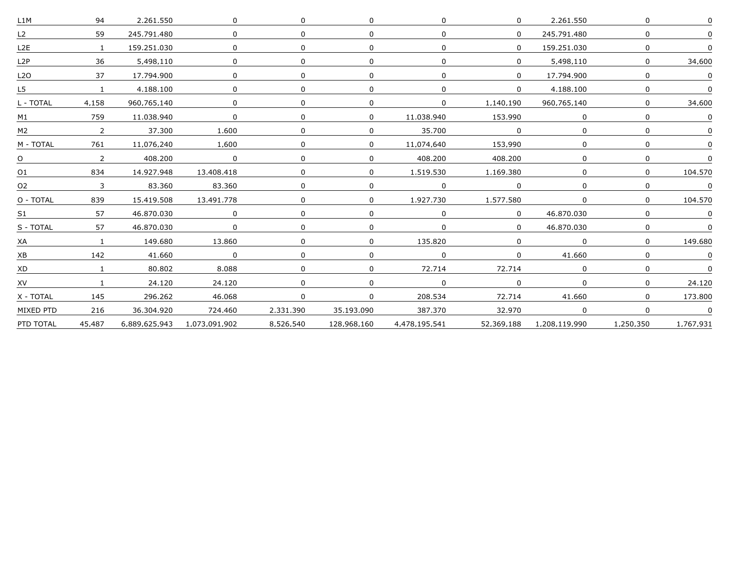| | | | | | | | | | | |
|---|---|---|---|---|---|---|---|---|---|---|
| L1M | 94 | 2.261.550 | 0 | 0 | 0 | 0 | 0 | 2.261.550 | 0 | 0 |
| L2 | 59 | 245.791.480 | 0 | 0 | 0 | 0 | 0 | 245.791.480 | 0 | 0 |
| L2E | 1 | 159.251.030 | 0 | 0 | 0 | 0 | 0 | 159.251.030 | 0 | 0 |
| L2P | 36 | 5,498,110 | 0 | 0 | 0 | 0 | 0 | 5,498,110 | 0 | 34,600 |
| L2O | 37 | 17.794.900 | 0 | 0 | 0 | 0 | 0 | 17.794.900 | 0 | 0 |
| L5 | 1 | 4.188.100 | 0 | 0 | 0 | 0 | 0 | 4.188.100 | 0 | 0 |
| L - TOTAL | 4,158 | 960,765,140 | 0 | 0 | 0 | 0 | 1,140,190 | 960,765,140 | 0 | 34,600 |
| M1 | 759 | 11.038.940 | 0 | 0 | 0 | 11.038.940 | 153.990 | 0 | 0 | 0 |
| M2 | 2 | 37.300 | 1.600 | 0 | 0 | 35.700 | 0 | 0 | 0 | 0 |
| M - TOTAL | 761 | 11,076,240 | 1,600 | 0 | 0 | 11,074,640 | 153,990 | 0 | 0 | 0 |
| O | 2 | 408.200 | 0 | 0 | 0 | 408.200 | 408.200 | 0 | 0 | 0 |
| O1 | 834 | 14.927.948 | 13.408.418 | 0 | 0 | 1.519.530 | 1.169.380 | 0 | 0 | 104.570 |
| O2 | 3 | 83.360 | 83.360 | 0 | 0 | 0 | 0 | 0 | 0 | 0 |
| O - TOTAL | 839 | 15.419.508 | 13.491.778 | 0 | 0 | 1.927.730 | 1.577.580 | 0 | 0 | 104.570 |
| S1 | 57 | 46.870.030 | 0 | 0 | 0 | 0 | 0 | 46.870.030 | 0 | 0 |
| S - TOTAL | 57 | 46.870.030 | 0 | 0 | 0 | 0 | 0 | 46.870.030 | 0 | 0 |
| XA | 1 | 149.680 | 13.860 | 0 | 0 | 135.820 | 0 | 0 | 0 | 149.680 |
| XB | 142 | 41.660 | 0 | 0 | 0 | 0 | 0 | 41.660 | 0 | 0 |
| XD | 1 | 80.802 | 8.088 | 0 | 0 | 72.714 | 72.714 | 0 | 0 | 0 |
| XV | 1 | 24.120 | 24.120 | 0 | 0 | 0 | 0 | 0 | 0 | 24.120 |
| X - TOTAL | 145 | 296.262 | 46.068 | 0 | 0 | 208.534 | 72.714 | 41.660 | 0 | 173.800 |
| MIXED PTD | 216 | 36.304.920 | 724.460 | 2.331.390 | 35.193.090 | 387.370 | 32.970 | 0 | 0 | 0 |
| PTD TOTAL | 45,487 | 6,889,625,943 | 1,073,091,902 | 8,526,540 | 128,968,160 | 4,478,195,541 | 52,369,188 | 1,208,119,990 | 1,250,350 | 1,767,931 |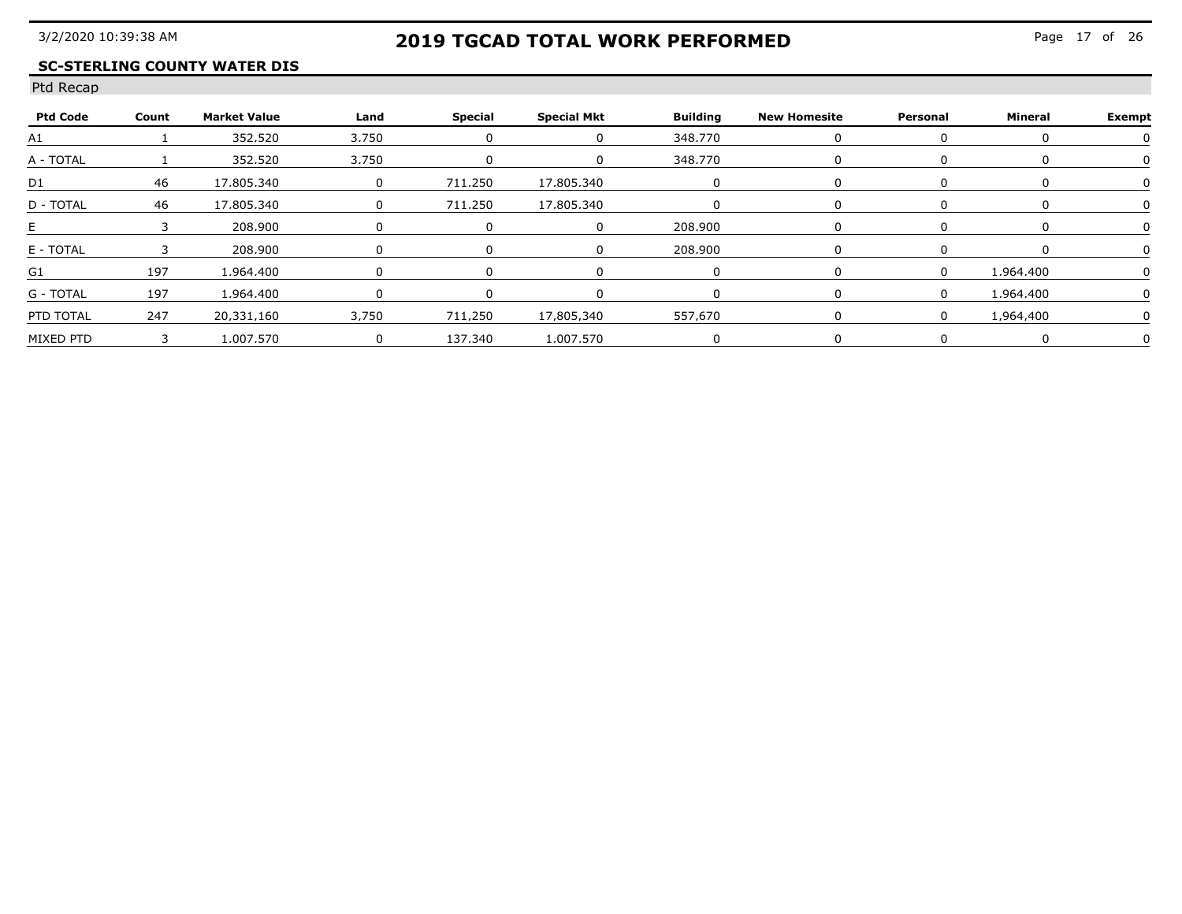# 2019 TGCAD TOTAL WORK PERFORMED

**SC-STERLING COUNTY WATER DIS**

Ptd Recap

| Ptd Code | Count | Market Value | Land | Special | Special Mkt | Building | New Homesite | Personal | Mineral | Exempt |
|---|---|---|---|---|---|---|---|---|---|---|
| A1 | 1 | 352.520 | 3.750 | 0 | 0 | 348.770 | 0 | 0 | 0 | 0 |
| A - TOTAL | 1 | 352.520 | 3.750 | 0 | 0 | 348.770 | 0 | 0 | 0 | 0 |
| D1 | 46 | 17.805.340 | 0 | 711.250 | 17.805.340 | 0 | 0 | 0 | 0 | 0 |
| D - TOTAL | 46 | 17.805.340 | 0 | 711.250 | 17.805.340 | 0 | 0 | 0 | 0 | 0 |
| E | 3 | 208.900 | 0 | 0 | 0 | 208.900 | 0 | 0 | 0 | 0 |
| E - TOTAL | 3 | 208.900 | 0 | 0 | 0 | 208.900 | 0 | 0 | 0 | 0 |
| G1 | 197 | 1.964.400 | 0 | 0 | 0 | 0 | 0 | 0 | 1.964.400 | 0 |
| G - TOTAL | 197 | 1.964.400 | 0 | 0 | 0 | 0 | 0 | 0 | 1.964.400 | 0 |
| PTD TOTAL | 247 | 20,331,160 | 3,750 | 711,250 | 17,805,340 | 557,670 | 0 | 0 | 1,964,400 | 0 |
| MIXED PTD | 3 | 1.007.570 | 0 | 137.340 | 1.007.570 | 0 | 0 | 0 | 0 | 0 |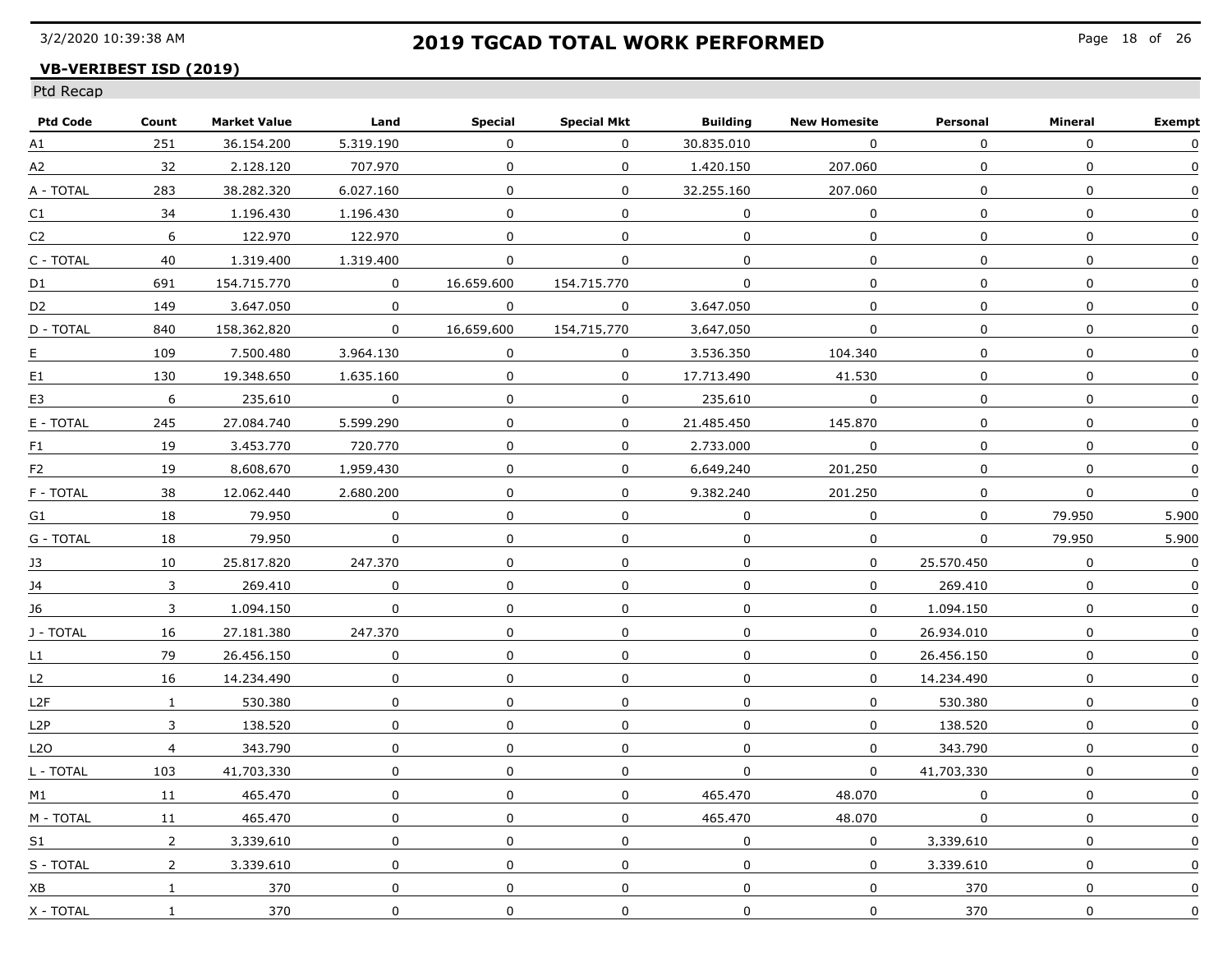# 2019 TGCAD TOTAL WORK PERFORMED

**VB-VERIBEST ISD (2019)**

Ptd Recap

| Ptd Code | Count | Market Value | Land | Special | Special Mkt | Building | New Homesite | Personal | Mineral | Exempt |
|---|---|---|---|---|---|---|---|---|---|---|
| A1 | 251 | 36.154.200 | 5.319.190 | 0 | 0 | 30.835.010 | 0 | 0 | 0 | 0 |
| A2 | 32 | 2.128.120 | 707.970 | 0 | 0 | 1.420.150 | 207.060 | 0 | 0 | 0 |
| A - TOTAL | 283 | 38.282.320 | 6.027.160 | 0 | 0 | 32.255.160 | 207.060 | 0 | 0 | 0 |
| C1 | 34 | 1.196.430 | 1.196.430 | 0 | 0 | 0 | 0 | 0 | 0 | 0 |
| C2 | 6 | 122.970 | 122.970 | 0 | 0 | 0 | 0 | 0 | 0 | 0 |
| C - TOTAL | 40 | 1.319.400 | 1.319.400 | 0 | 0 | 0 | 0 | 0 | 0 | 0 |
| D1 | 691 | 154.715.770 | 0 | 16.659.600 | 154.715.770 | 0 | 0 | 0 | 0 | 0 |
| D2 | 149 | 3.647.050 | 0 | 0 | 0 | 3.647.050 | 0 | 0 | 0 | 0 |
| D - TOTAL | 840 | 158,362,820 | 0 | 16,659,600 | 154,715,770 | 3,647,050 | 0 | 0 | 0 | 0 |
| E | 109 | 7.500.480 | 3.964.130 | 0 | 0 | 3.536.350 | 104.340 | 0 | 0 | 0 |
| E1 | 130 | 19.348.650 | 1.635.160 | 0 | 0 | 17.713.490 | 41.530 | 0 | 0 | 0 |
| E3 | 6 | 235,610 | 0 | 0 | 0 | 235,610 | 0 | 0 | 0 | 0 |
| E - TOTAL | 245 | 27.084.740 | 5.599.290 | 0 | 0 | 21.485.450 | 145.870 | 0 | 0 | 0 |
| F1 | 19 | 3.453.770 | 720.770 | 0 | 0 | 2.733.000 | 0 | 0 | 0 | 0 |
| F2 | 19 | 8,608,670 | 1,959,430 | 0 | 0 | 6,649,240 | 201,250 | 0 | 0 | 0 |
| F - TOTAL | 38 | 12.062.440 | 2.680.200 | 0 | 0 | 9.382.240 | 201.250 | 0 | 0 | 0 |
| G1 | 18 | 79.950 | 0 | 0 | 0 | 0 | 0 | 0 | 79.950 | 5.900 |
| G - TOTAL | 18 | 79.950 | 0 | 0 | 0 | 0 | 0 | 0 | 79.950 | 5.900 |
| J3 | 10 | 25.817.820 | 247.370 | 0 | 0 | 0 | 0 | 25.570.450 | 0 | 0 |
| J4 | 3 | 269.410 | 0 | 0 | 0 | 0 | 0 | 269.410 | 0 | 0 |
| J6 | 3 | 1.094.150 | 0 | 0 | 0 | 0 | 0 | 1.094.150 | 0 | 0 |
| J - TOTAL | 16 | 27.181.380 | 247.370 | 0 | 0 | 0 | 0 | 26.934.010 | 0 | 0 |
| L1 | 79 | 26.456.150 | 0 | 0 | 0 | 0 | 0 | 26.456.150 | 0 | 0 |
| L2 | 16 | 14.234.490 | 0 | 0 | 0 | 0 | 0 | 14.234.490 | 0 | 0 |
| L2F | 1 | 530.380 | 0 | 0 | 0 | 0 | 0 | 530.380 | 0 | 0 |
| L2P | 3 | 138.520 | 0 | 0 | 0 | 0 | 0 | 138.520 | 0 | 0 |
| L2O | 4 | 343.790 | 0 | 0 | 0 | 0 | 0 | 343.790 | 0 | 0 |
| L - TOTAL | 103 | 41,703,330 | 0 | 0 | 0 | 0 | 0 | 41,703,330 | 0 | 0 |
| M1 | 11 | 465.470 | 0 | 0 | 0 | 465.470 | 48.070 | 0 | 0 | 0 |
| M - TOTAL | 11 | 465.470 | 0 | 0 | 0 | 465.470 | 48.070 | 0 | 0 | 0 |
| S1 | 2 | 3,339,610 | 0 | 0 | 0 | 0 | 0 | 3,339,610 | 0 | 0 |
| S - TOTAL | 2 | 3.339.610 | 0 | 0 | 0 | 0 | 0 | 3.339.610 | 0 | 0 |
| XB | 1 | 370 | 0 | 0 | 0 | 0 | 0 | 370 | 0 | 0 |
| X - TOTAL | 1 | 370 | 0 | 0 | 0 | 0 | 0 | 370 | 0 | 0 |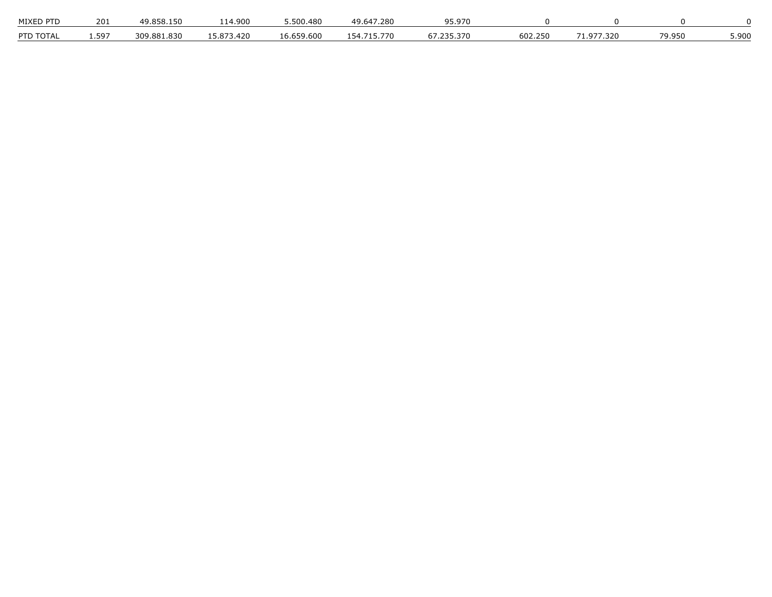| MIXED PTD | 201 | 49.858.150 | 114.900 | 5.500.480 | 49.647.280 | 95.970 | 0 | 0 | 0 | 0 |
|---|---|---|---|---|---|---|---|---|---|---|
| PTD TOTAL | 1.597 | 309.881.830 | 15.873.420 | 16.659.600 | 154.715.770 | 67.235.370 | 602.250 | 71.977.320 | 79.950 | 5.900 |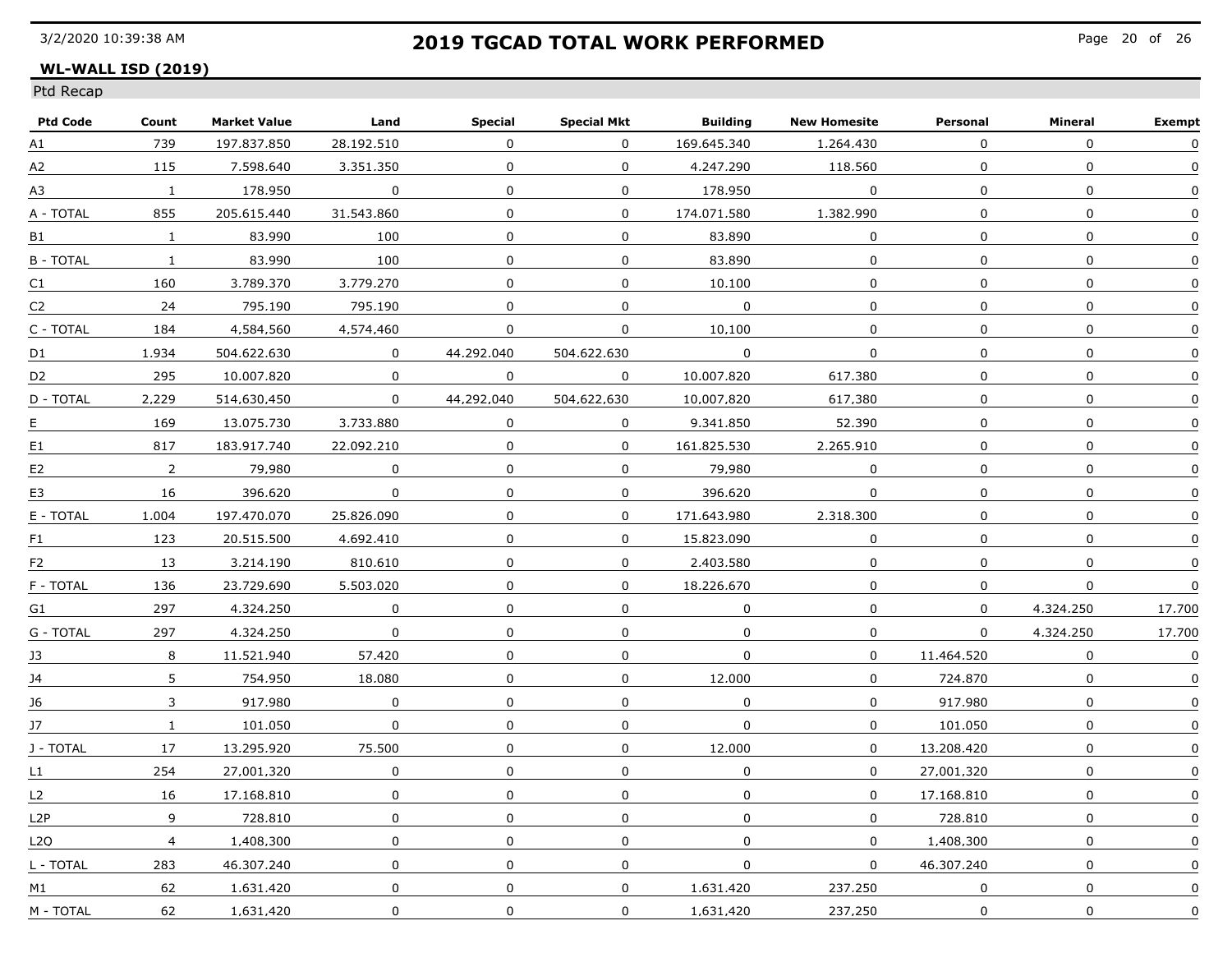# 2019 TGCAD TOTAL WORK PERFORMED

**WL-WALL ISD (2019)**

Ptd Recap

| Ptd Code | Count | Market Value | Land | Special | Special Mkt | Building | New Homesite | Personal | Mineral | Exempt |
|---|---|---|---|---|---|---|---|---|---|---|
| A1 | 739 | 197.837.850 | 28.192.510 | 0 | 0 | 169.645.340 | 1.264.430 | 0 | 0 | 0 |
| A2 | 115 | 7.598.640 | 3.351.350 | 0 | 0 | 4.247.290 | 118.560 | 0 | 0 | 0 |
| A3 | 1 | 178.950 | 0 | 0 | 0 | 178.950 | 0 | 0 | 0 | 0 |
| A - TOTAL | 855 | 205.615.440 | 31.543.860 | 0 | 0 | 174.071.580 | 1.382.990 | 0 | 0 | 0 |
| B1 | 1 | 83.990 | 100 | 0 | 0 | 83.890 | 0 | 0 | 0 | 0 |
| B - TOTAL | 1 | 83.990 | 100 | 0 | 0 | 83.890 | 0 | 0 | 0 | 0 |
| C1 | 160 | 3.789.370 | 3.779.270 | 0 | 0 | 10.100 | 0 | 0 | 0 | 0 |
| C2 | 24 | 795.190 | 795.190 | 0 | 0 | 0 | 0 | 0 | 0 | 0 |
| C - TOTAL | 184 | 4,584,560 | 4,574,460 | 0 | 0 | 10,100 | 0 | 0 | 0 | 0 |
| D1 | 1.934 | 504.622.630 | 0 | 44.292.040 | 504.622.630 | 0 | 0 | 0 | 0 | 0 |
| D2 | 295 | 10.007.820 | 0 | 0 | 0 | 10.007.820 | 617.380 | 0 | 0 | 0 |
| D - TOTAL | 2,229 | 514,630,450 | 0 | 44,292,040 | 504,622,630 | 10,007,820 | 617,380 | 0 | 0 | 0 |
| E | 169 | 13.075.730 | 3.733.880 | 0 | 0 | 9.341.850 | 52.390 | 0 | 0 | 0 |
| E1 | 817 | 183.917.740 | 22.092.210 | 0 | 0 | 161.825.530 | 2.265.910 | 0 | 0 | 0 |
| E2 | 2 | 79,980 | 0 | 0 | 0 | 79,980 | 0 | 0 | 0 | 0 |
| E3 | 16 | 396.620 | 0 | 0 | 0 | 396.620 | 0 | 0 | 0 | 0 |
| E - TOTAL | 1.004 | 197.470.070 | 25.826.090 | 0 | 0 | 171.643.980 | 2.318.300 | 0 | 0 | 0 |
| F1 | 123 | 20.515.500 | 4.692.410 | 0 | 0 | 15.823.090 | 0 | 0 | 0 | 0 |
| F2 | 13 | 3.214.190 | 810.610 | 0 | 0 | 2.403.580 | 0 | 0 | 0 | 0 |
| F - TOTAL | 136 | 23.729.690 | 5.503.020 | 0 | 0 | 18.226.670 | 0 | 0 | 0 | 0 |
| G1 | 297 | 4.324.250 | 0 | 0 | 0 | 0 | 0 | 0 | 4.324.250 | 17.700 |
| G - TOTAL | 297 | 4.324.250 | 0 | 0 | 0 | 0 | 0 | 0 | 4.324.250 | 17.700 |
| J3 | 8 | 11.521.940 | 57.420 | 0 | 0 | 0 | 0 | 11.464.520 | 0 | 0 |
| J4 | 5 | 754.950 | 18.080 | 0 | 0 | 12.000 | 0 | 724.870 | 0 | 0 |
| J6 | 3 | 917.980 | 0 | 0 | 0 | 0 | 0 | 917.980 | 0 | 0 |
| J7 | 1 | 101.050 | 0 | 0 | 0 | 0 | 0 | 101.050 | 0 | 0 |
| J - TOTAL | 17 | 13.295.920 | 75.500 | 0 | 0 | 12.000 | 0 | 13.208.420 | 0 | 0 |
| L1 | 254 | 27,001,320 | 0 | 0 | 0 | 0 | 0 | 27,001,320 | 0 | 0 |
| L2 | 16 | 17.168.810 | 0 | 0 | 0 | 0 | 0 | 17.168.810 | 0 | 0 |
| L2P | 9 | 728.810 | 0 | 0 | 0 | 0 | 0 | 728.810 | 0 | 0 |
| L2Q | 4 | 1,408,300 | 0 | 0 | 0 | 0 | 0 | 1,408,300 | 0 | 0 |
| L - TOTAL | 283 | 46.307.240 | 0 | 0 | 0 | 0 | 0 | 46.307.240 | 0 | 0 |
| M1 | 62 | 1.631.420 | 0 | 0 | 0 | 1.631.420 | 237.250 | 0 | 0 | 0 |
| M - TOTAL | 62 | 1,631,420 | 0 | 0 | 0 | 1,631,420 | 237,250 | 0 | 0 | 0 |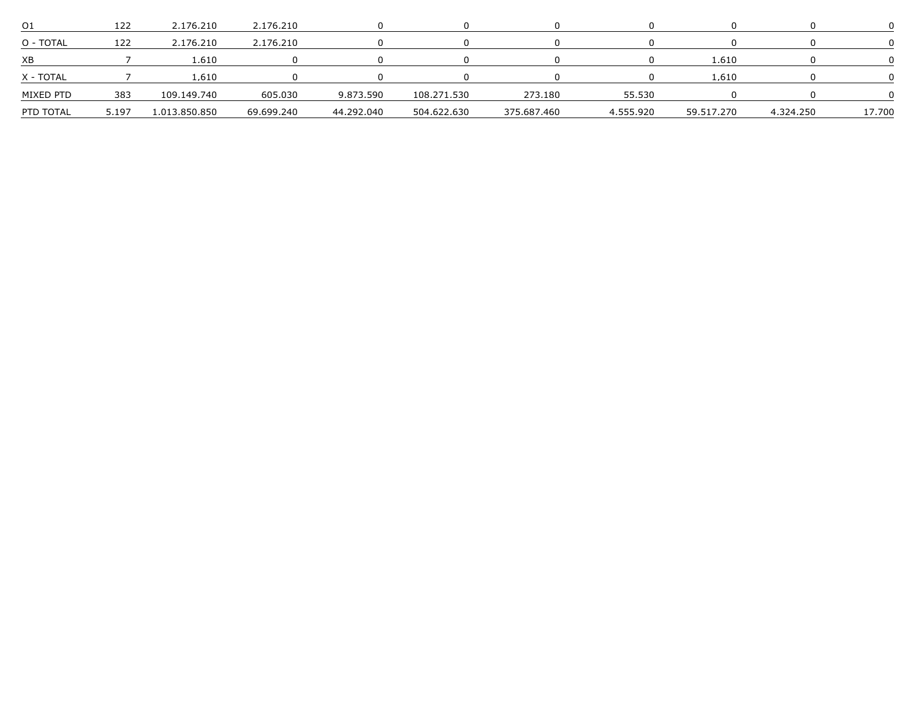| O1 | 122 | 2.176.210 | 2.176.210 | 0 | 0 | 0 | 0 | 0 | 0 | 0 |
|---|---|---|---|---|---|---|---|---|---|---|
| O - TOTAL | 122 | 2.176.210 | 2.176.210 | 0 | 0 | 0 | 0 | 0 | 0 | 0 |
| XB | 7 | 1.610 | 0 | 0 | 0 | 0 | 0 | 1.610 | 0 | 0 |
| X - TOTAL | 7 | 1.610 | 0 | 0 | 0 | 0 | 0 | 1.610 | 0 | 0 |
| MIXED PTD | 383 | 109.149.740 | 605.030 | 9.873.590 | 108.271.530 | 273.180 | 55.530 | 0 | 0 | 0 |
| PTD TOTAL | 5.197 | 1.013.850.850 | 69.699.240 | 44.292.040 | 504.622.630 | 375.687.460 | 4.555.920 | 59.517.270 | 4.324.250 | 17.700 |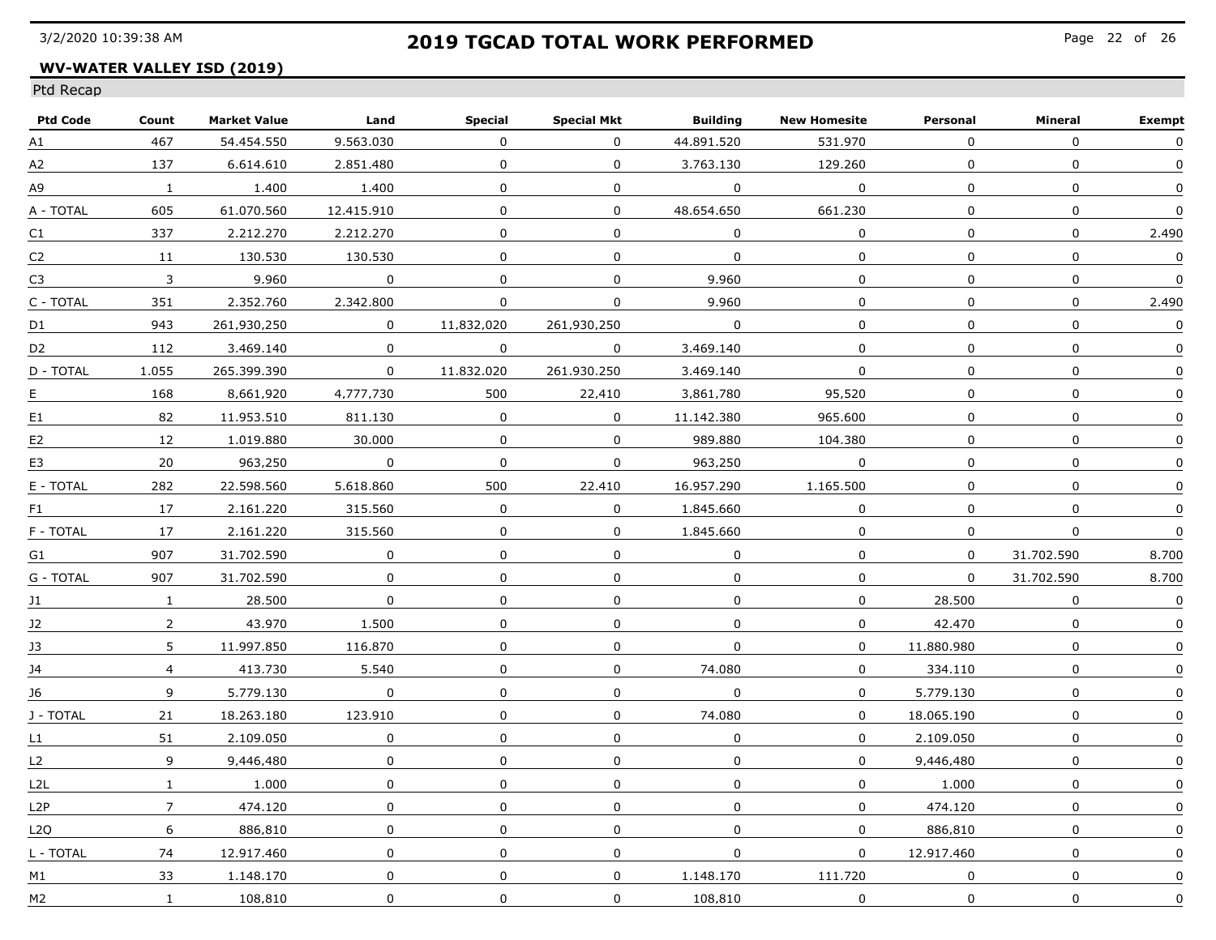# 2019 TGCAD TOTAL WORK PERFORMED

**WV-WATER VALLEY ISD (2019)**

Ptd Recap

| Ptd Code | Count | Market Value | Land | Special | Special Mkt | Building | New Homesite | Personal | Mineral | Exempt |
|---|---|---|---|---|---|---|---|---|---|---|
| A1 | 467 | 54.454.550 | 9.563.030 | 0 | 0 | 44.891.520 | 531.970 | 0 | 0 | 0 |
| A2 | 137 | 6.614.610 | 2.851.480 | 0 | 0 | 3.763.130 | 129.260 | 0 | 0 | 0 |
| A9 | 1 | 1.400 | 1.400 | 0 | 0 | 0 | 0 | 0 | 0 | 0 |
| A - TOTAL | 605 | 61.070.560 | 12.415.910 | 0 | 0 | 48.654.650 | 661.230 | 0 | 0 | 0 |
| C1 | 337 | 2.212.270 | 2.212.270 | 0 | 0 | 0 | 0 | 0 | 0 | 2.490 |
| C2 | 11 | 130.530 | 130.530 | 0 | 0 | 0 | 0 | 0 | 0 | 0 |
| C3 | 3 | 9.960 | 0 | 0 | 0 | 9.960 | 0 | 0 | 0 | 0 |
| C - TOTAL | 351 | 2.352.760 | 2.342.800 | 0 | 0 | 9.960 | 0 | 0 | 0 | 2.490 |
| D1 | 943 | 261,930,250 | 0 | 11,832,020 | 261,930,250 | 0 | 0 | 0 | 0 | 0 |
| D2 | 112 | 3.469.140 | 0 | 0 | 0 | 3.469.140 | 0 | 0 | 0 | 0 |
| D - TOTAL | 1.055 | 265.399.390 | 0 | 11.832.020 | 261.930.250 | 3.469.140 | 0 | 0 | 0 | 0 |
| E | 168 | 8,661,920 | 4,777,730 | 500 | 22,410 | 3,861,780 | 95,520 | 0 | 0 | 0 |
| E1 | 82 | 11.953.510 | 811.130 | 0 | 0 | 11.142.380 | 965.600 | 0 | 0 | 0 |
| E2 | 12 | 1.019.880 | 30.000 | 0 | 0 | 989.880 | 104.380 | 0 | 0 | 0 |
| E3 | 20 | 963,250 | 0 | 0 | 0 | 963,250 | 0 | 0 | 0 | 0 |
| E - TOTAL | 282 | 22.598.560 | 5.618.860 | 500 | 22.410 | 16.957.290 | 1.165.500 | 0 | 0 | 0 |
| F1 | 17 | 2.161.220 | 315.560 | 0 | 0 | 1.845.660 | 0 | 0 | 0 | 0 |
| F - TOTAL | 17 | 2.161.220 | 315.560 | 0 | 0 | 1.845.660 | 0 | 0 | 0 | 0 |
| G1 | 907 | 31.702.590 | 0 | 0 | 0 | 0 | 0 | 0 | 31.702.590 | 8.700 |
| G - TOTAL | 907 | 31.702.590 | 0 | 0 | 0 | 0 | 0 | 0 | 31.702.590 | 8.700 |
| J1 | 1 | 28.500 | 0 | 0 | 0 | 0 | 0 | 28.500 | 0 | 0 |
| J2 | 2 | 43.970 | 1.500 | 0 | 0 | 0 | 0 | 42.470 | 0 | 0 |
| J3 | 5 | 11.997.850 | 116.870 | 0 | 0 | 0 | 0 | 11.880.980 | 0 | 0 |
| J4 | 4 | 413.730 | 5.540 | 0 | 0 | 74.080 | 0 | 334.110 | 0 | 0 |
| J6 | 9 | 5.779.130 | 0 | 0 | 0 | 0 | 0 | 5.779.130 | 0 | 0 |
| J - TOTAL | 21 | 18.263.180 | 123.910 | 0 | 0 | 74.080 | 0 | 18.065.190 | 0 | 0 |
| L1 | 51 | 2.109.050 | 0 | 0 | 0 | 0 | 0 | 2.109.050 | 0 | 0 |
| L2 | 9 | 9,446,480 | 0 | 0 | 0 | 0 | 0 | 9,446,480 | 0 | 0 |
| L2L | 1 | 1.000 | 0 | 0 | 0 | 0 | 0 | 1.000 | 0 | 0 |
| L2P | 7 | 474.120 | 0 | 0 | 0 | 0 | 0 | 474.120 | 0 | 0 |
| L2Q | 6 | 886,810 | 0 | 0 | 0 | 0 | 0 | 886,810 | 0 | 0 |
| L - TOTAL | 74 | 12.917.460 | 0 | 0 | 0 | 0 | 0 | 12.917.460 | 0 | 0 |
| M1 | 33 | 1.148.170 | 0 | 0 | 0 | 1.148.170 | 111.720 | 0 | 0 | 0 |
| M2 | 1 | 108,810 | 0 | 0 | 0 | 108,810 | 0 | 0 | 0 | 0 |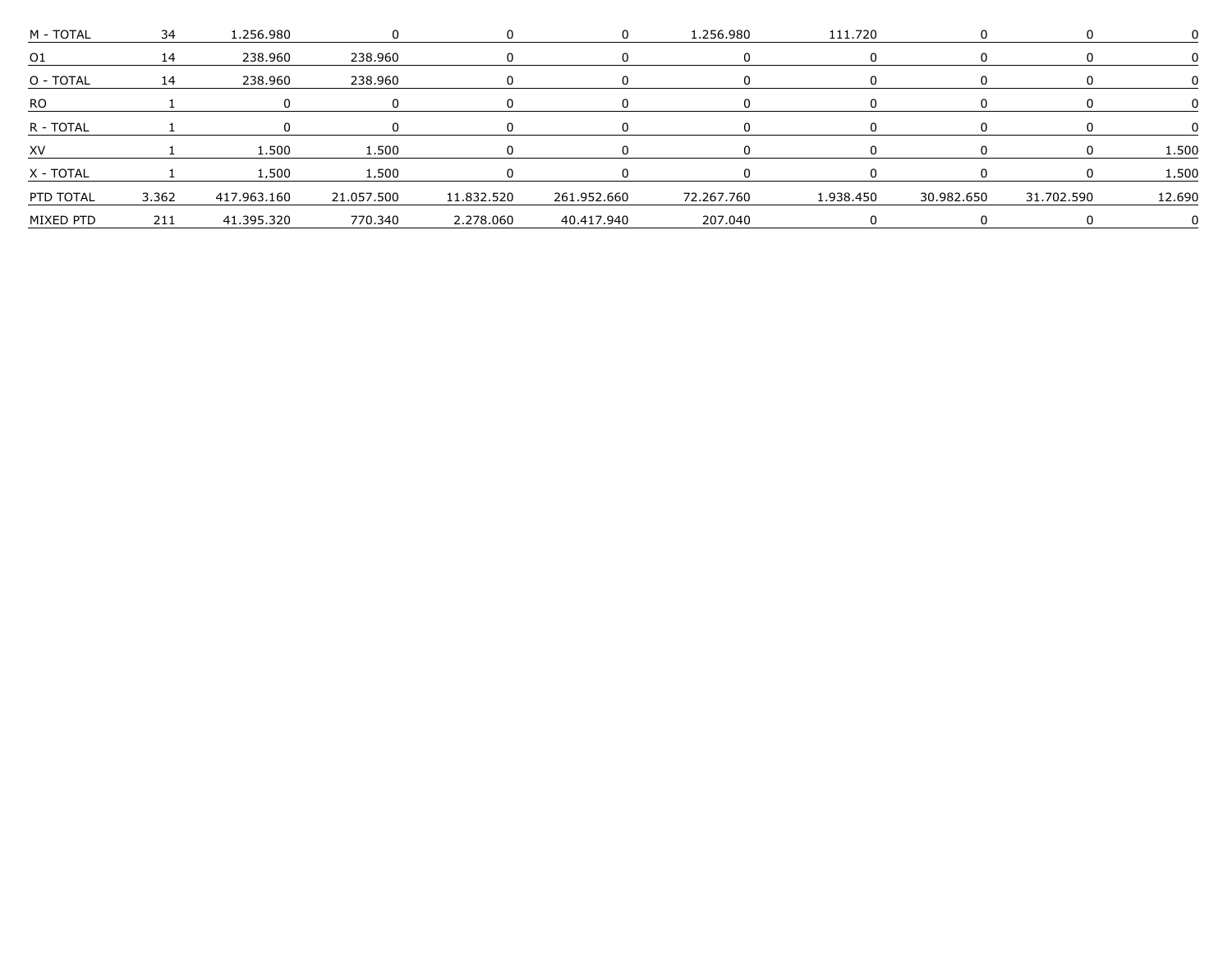| | | | | | | | | | | |
|---|---|---|---|---|---|---|---|---|---|---|
| M - TOTAL | 34 | 1.256.980 | 0 | 0 | 0 | 1.256.980 | 111.720 | 0 | 0 | 0 |
| O1 | 14 | 238.960 | 238.960 | 0 | 0 | 0 | 0 | 0 | 0 | 0 |
| O - TOTAL | 14 | 238.960 | 238.960 | 0 | 0 | 0 | 0 | 0 | 0 | 0 |
| RO | 1 | 0 | 0 | 0 | 0 | 0 | 0 | 0 | 0 | 0 |
| R - TOTAL | 1 | 0 | 0 | 0 | 0 | 0 | 0 | 0 | 0 | 0 |
| XV | 1 | 1.500 | 1.500 | 0 | 0 | 0 | 0 | 0 | 0 | 1.500 |
| X - TOTAL | 1 | 1,500 | 1,500 | 0 | 0 | 0 | 0 | 0 | 0 | 1,500 |
| PTD TOTAL | 3.362 | 417.963.160 | 21.057.500 | 11.832.520 | 261.952.660 | 72.267.760 | 1.938.450 | 30.982.650 | 31.702.590 | 12.690 |
| MIXED PTD | 211 | 41.395.320 | 770.340 | 2.278.060 | 40.417.940 | 207.040 | 0 | 0 | 0 | 0 |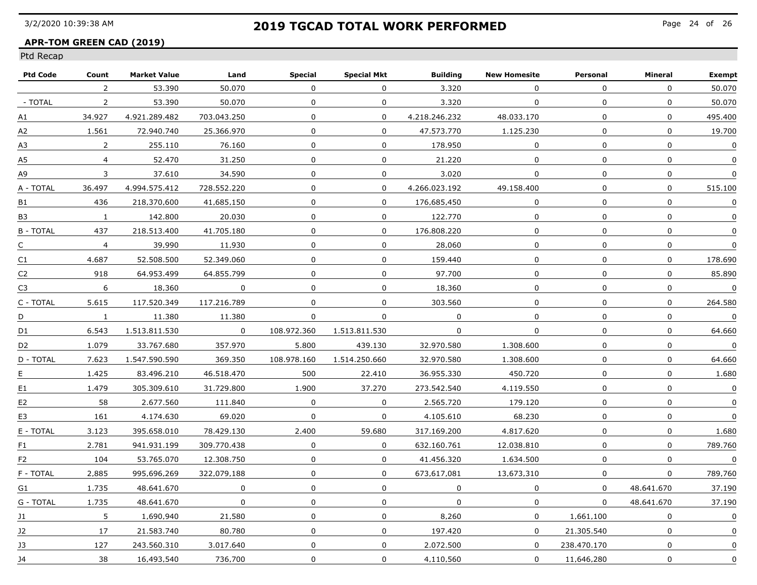# 2019 TGCAD TOTAL WORK PERFORMED

**APR-TOM GREEN CAD (2019)**

Ptd Recap

| Ptd Code | Count | Market Value | Land | Special | Special Mkt | Building | New Homesite | Personal | Mineral | Exempt |
|---|---|---|---|---|---|---|---|---|---|---|
| | 2 | 53.390 | 50.070 | 0 | 0 | 3.320 | 0 | 0 | 0 | 50.070 |
| - TOTAL | 2 | 53.390 | 50.070 | 0 | 0 | 3.320 | 0 | 0 | 0 | 50.070 |
| A1 | 34.927 | 4.921.289.482 | 703.043.250 | 0 | 0 | 4.218.246.232 | 48.033.170 | 0 | 0 | 495.400 |
| A2 | 1.561 | 72.940.740 | 25.366.970 | 0 | 0 | 47.573.770 | 1.125.230 | 0 | 0 | 19.700 |
| A3 | 2 | 255.110 | 76.160 | 0 | 0 | 178.950 | 0 | 0 | 0 | 0 |
| A5 | 4 | 52.470 | 31.250 | 0 | 0 | 21.220 | 0 | 0 | 0 | 0 |
| A9 | 3 | 37.610 | 34.590 | 0 | 0 | 3.020 | 0 | 0 | 0 | 0 |
| A - TOTAL | 36.497 | 4.994.575.412 | 728.552.220 | 0 | 0 | 4.266.023.192 | 49.158.400 | 0 | 0 | 515.100 |
| B1 | 436 | 218,370,600 | 41,685,150 | 0 | 0 | 176,685,450 | 0 | 0 | 0 | 0 |
| B3 | 1 | 142.800 | 20.030 | 0 | 0 | 122.770 | 0 | 0 | 0 | 0 |
| B - TOTAL | 437 | 218.513.400 | 41.705.180 | 0 | 0 | 176.808.220 | 0 | 0 | 0 | 0 |
| C | 4 | 39,990 | 11,930 | 0 | 0 | 28,060 | 0 | 0 | 0 | 0 |
| C1 | 4.687 | 52.508.500 | 52.349.060 | 0 | 0 | 159.440 | 0 | 0 | 0 | 178.690 |
| C2 | 918 | 64.953.499 | 64.855.799 | 0 | 0 | 97.700 | 0 | 0 | 0 | 85.890 |
| C3 | 6 | 18,360 | 0 | 0 | 0 | 18,360 | 0 | 0 | 0 | 0 |
| C - TOTAL | 5.615 | 117.520.349 | 117.216.789 | 0 | 0 | 303.560 | 0 | 0 | 0 | 264.580 |
| D | 1 | 11.380 | 11.380 | 0 | 0 | 0 | 0 | 0 | 0 | 0 |
| D1 | 6.543 | 1.513.811.530 | 0 | 108.972.360 | 1.513.811.530 | 0 | 0 | 0 | 0 | 64.660 |
| D2 | 1.079 | 33.767.680 | 357.970 | 5.800 | 439.130 | 32.970.580 | 1.308.600 | 0 | 0 | 0 |
| D - TOTAL | 7.623 | 1.547.590.590 | 369.350 | 108.978.160 | 1.514.250.660 | 32.970.580 | 1.308.600 | 0 | 0 | 64.660 |
| E | 1.425 | 83.496.210 | 46.518.470 | 500 | 22.410 | 36.955.330 | 450.720 | 0 | 0 | 1.680 |
| E1 | 1.479 | 305.309.610 | 31.729.800 | 1.900 | 37.270 | 273.542.540 | 4.119.550 | 0 | 0 | 0 |
| E2 | 58 | 2.677.560 | 111.840 | 0 | 0 | 2.565.720 | 179.120 | 0 | 0 | 0 |
| E3 | 161 | 4.174.630 | 69.020 | 0 | 0 | 4.105.610 | 68.230 | 0 | 0 | 0 |
| E - TOTAL | 3.123 | 395.658.010 | 78.429.130 | 2.400 | 59.680 | 317.169.200 | 4.817.620 | 0 | 0 | 1.680 |
| F1 | 2.781 | 941.931.199 | 309.770.438 | 0 | 0 | 632.160.761 | 12.038.810 | 0 | 0 | 789.760 |
| F2 | 104 | 53.765.070 | 12.308.750 | 0 | 0 | 41.456.320 | 1.634.500 | 0 | 0 | 0 |
| F - TOTAL | 2,885 | 995,696,269 | 322,079,188 | 0 | 0 | 673,617,081 | 13,673,310 | 0 | 0 | 789,760 |
| G1 | 1.735 | 48.641.670 | 0 | 0 | 0 | 0 | 0 | 0 | 48.641.670 | 37.190 |
| G - TOTAL | 1.735 | 48.641.670 | 0 | 0 | 0 | 0 | 0 | 0 | 48.641.670 | 37.190 |
| J1 | 5 | 1,690,940 | 21,580 | 0 | 0 | 8,260 | 0 | 1,661,100 | 0 | 0 |
| J2 | 17 | 21.583.740 | 80.780 | 0 | 0 | 197.420 | 0 | 21.305.540 | 0 | 0 |
| J3 | 127 | 243.560.310 | 3.017.640 | 0 | 0 | 2.072.500 | 0 | 238.470.170 | 0 | 0 |
| J4 | 38 | 16,493,540 | 736,700 | 0 | 0 | 4,110,560 | 0 | 11,646,280 | 0 | 0 |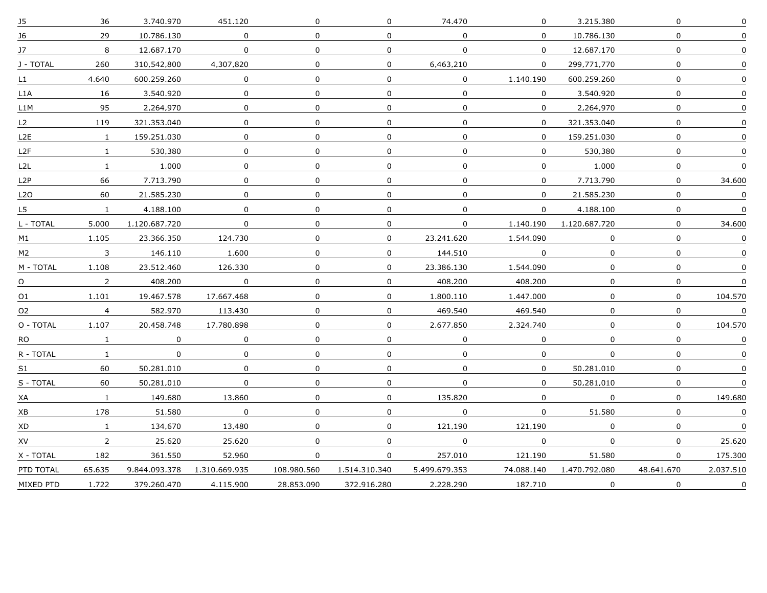| | | | | | | | | | | |
|---|---|---|---|---|---|---|---|---|---|---|
| J5 | 36 | 3.740.970 | 451.120 | 0 | 0 | 74.470 | 0 | 3.215.380 | 0 | 0 |
| J6 | 29 | 10.786.130 | 0 | 0 | 0 | 0 | 0 | 10.786.130 | 0 | 0 |
| J7 | 8 | 12.687.170 | 0 | 0 | 0 | 0 | 0 | 12.687.170 | 0 | 0 |
| J - TOTAL | 260 | 310,542,800 | 4,307,820 | 0 | 0 | 6,463,210 | 0 | 299,771,770 | 0 | 0 |
| L1 | 4.640 | 600.259.260 | 0 | 0 | 0 | 0 | 1.140.190 | 600.259.260 | 0 | 0 |
| L1A | 16 | 3.540.920 | 0 | 0 | 0 | 0 | 0 | 3.540.920 | 0 | 0 |
| L1M | 95 | 2,264,970 | 0 | 0 | 0 | 0 | 0 | 2,264,970 | 0 | 0 |
| L2 | 119 | 321.353.040 | 0 | 0 | 0 | 0 | 0 | 321.353.040 | 0 | 0 |
| L2E | 1 | 159.251.030 | 0 | 0 | 0 | 0 | 0 | 159.251.030 | 0 | 0 |
| L2F | 1 | 530,380 | 0 | 0 | 0 | 0 | 0 | 530,380 | 0 | 0 |
| L2L | 1 | 1.000 | 0 | 0 | 0 | 0 | 0 | 1.000 | 0 | 0 |
| L2P | 66 | 7.713.790 | 0 | 0 | 0 | 0 | 0 | 7.713.790 | 0 | 34.600 |
| L2O | 60 | 21.585.230 | 0 | 0 | 0 | 0 | 0 | 21.585.230 | 0 | 0 |
| L5 | 1 | 4.188.100 | 0 | 0 | 0 | 0 | 0 | 4.188.100 | 0 | 0 |
| L - TOTAL | 5.000 | 1.120.687.720 | 0 | 0 | 0 | 0 | 1.140.190 | 1.120.687.720 | 0 | 34.600 |
| M1 | 1.105 | 23.366.350 | 124.730 | 0 | 0 | 23.241.620 | 1.544.090 | 0 | 0 | 0 |
| M2 | 3 | 146.110 | 1.600 | 0 | 0 | 144.510 | 0 | 0 | 0 | 0 |
| M - TOTAL | 1.108 | 23.512.460 | 126.330 | 0 | 0 | 23.386.130 | 1.544.090 | 0 | 0 | 0 |
| O | 2 | 408.200 | 0 | 0 | 0 | 408.200 | 408.200 | 0 | 0 | 0 |
| O1 | 1.101 | 19.467.578 | 17.667.468 | 0 | 0 | 1.800.110 | 1.447.000 | 0 | 0 | 104.570 |
| O2 | 4 | 582.970 | 113.430 | 0 | 0 | 469.540 | 469.540 | 0 | 0 | 0 |
| O - TOTAL | 1.107 | 20.458.748 | 17.780.898 | 0 | 0 | 2.677.850 | 2.324.740 | 0 | 0 | 104.570 |
| RO | 1 | 0 | 0 | 0 | 0 | 0 | 0 | 0 | 0 | 0 |
| R - TOTAL | 1 | 0 | 0 | 0 | 0 | 0 | 0 | 0 | 0 | 0 |
| S1 | 60 | 50.281.010 | 0 | 0 | 0 | 0 | 0 | 50.281.010 | 0 | 0 |
| S - TOTAL | 60 | 50,281,010 | 0 | 0 | 0 | 0 | 0 | 50,281,010 | 0 | 0 |
| XA | 1 | 149.680 | 13.860 | 0 | 0 | 135.820 | 0 | 0 | 0 | 149.680 |
| XB | 178 | 51.580 | 0 | 0 | 0 | 0 | 0 | 51.580 | 0 | 0 |
| XD | 1 | 134,670 | 13,480 | 0 | 0 | 121,190 | 121,190 | 0 | 0 | 0 |
| XV | 2 | 25.620 | 25.620 | 0 | 0 | 0 | 0 | 0 | 0 | 25.620 |
| X - TOTAL | 182 | 361.550 | 52.960 | 0 | 0 | 257.010 | 121.190 | 51.580 | 0 | 175.300 |
| PTD TOTAL | 65.635 | 9.844.093.378 | 1.310.669.935 | 108.980.560 | 1.514.310.340 | 5.499.679.353 | 74.088.140 | 1.470.792.080 | 48.641.670 | 2.037.510 |
| MIXED PTD | 1.722 | 379.260.470 | 4.115.900 | 28.853.090 | 372.916.280 | 2.228.290 | 187.710 | 0 | 0 | 0 |